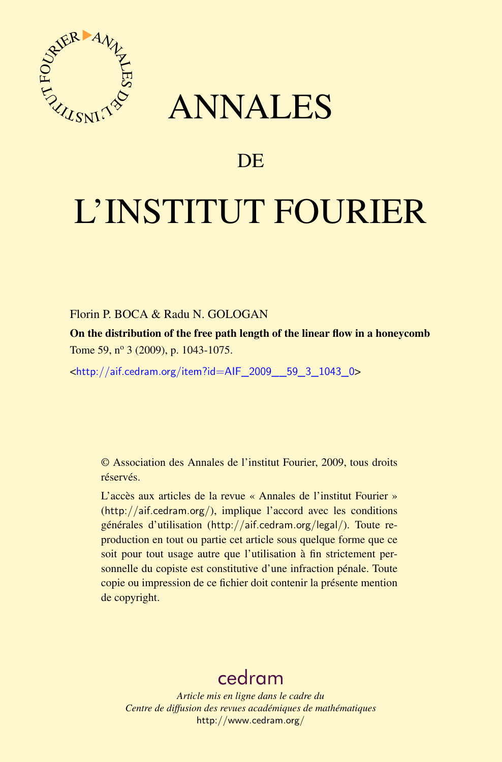# ANNALES

# DE

# L'INSTITUT FOURIER

Florin P. BOCA & Radu N. GOLOGAN

**On the distribution of the free path length of the linear flow in a honeycomb**

Tome 59, n$^{o}$ 3 (2009), p. 1043-1075.

<http://aif.cedram.org/item?id=AIF_2009__59_3_1043_0>

© Association des Annales de l'institut Fourier, 2009, tous droits réservés.

L'accès aux articles de la revue « Annales de l'institut Fourier » (http://aif.cedram.org/), implique l'accord avec les conditions générales d'utilisation (http://aif.cedram.org/legal/). Toute reproduction en tout ou partie cet article sous quelque forme que ce soit pour tout usage autre que l'utilisation à fin strictement personnelle du copiste est constitutive d'une infraction pénale. Toute copie ou impression de ce fichier doit contenir la présente mention de copyright.

cedram

*Article mis en ligne dans le cadre du*
*Centre de diffusion des revues académiques de mathématiques*
http://www.cedram.org/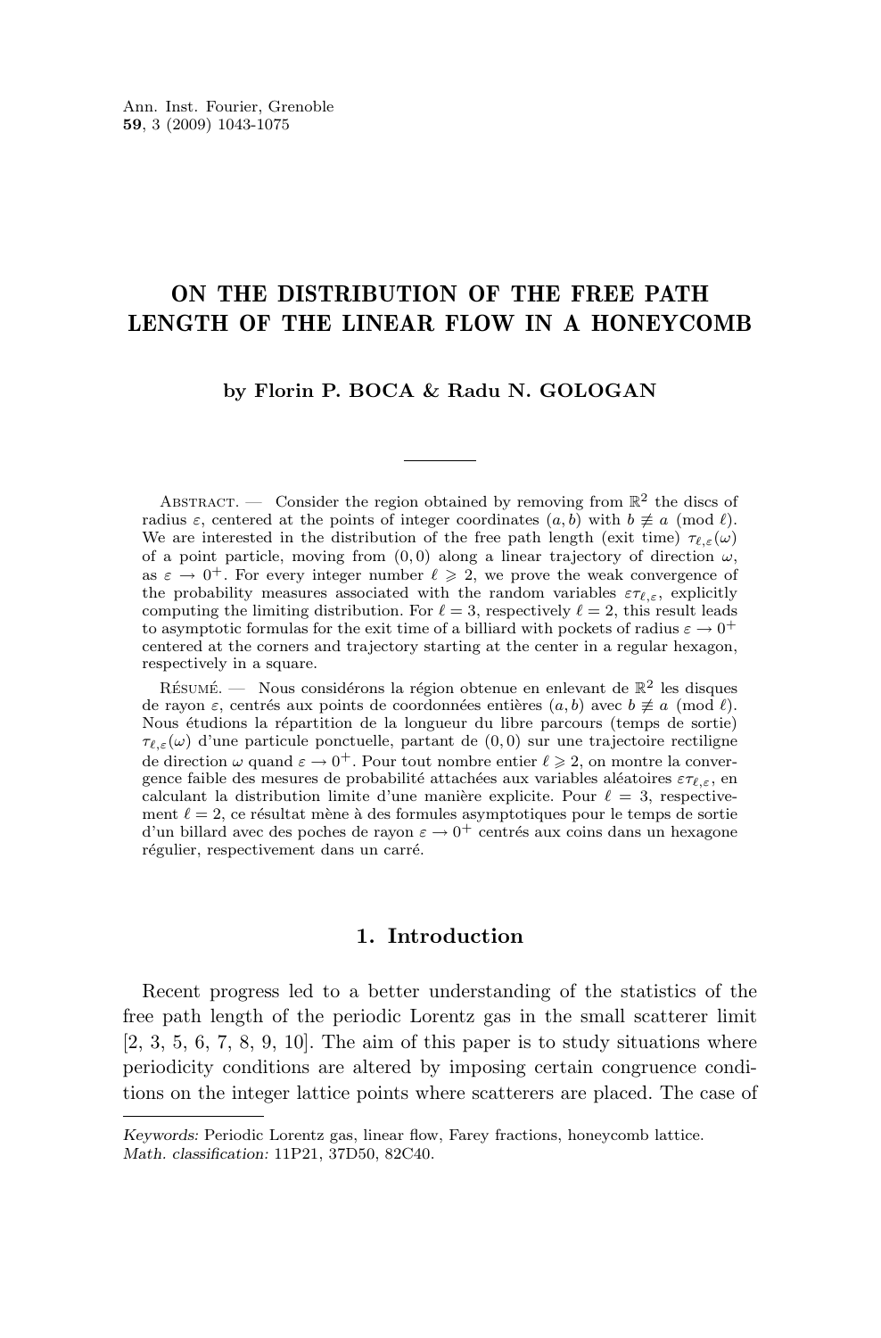# ON THE DISTRIBUTION OF THE FREE PATH LENGTH OF THE LINEAR FLOW IN A HONEYCOMB

**by Florin P. BOCA & Radu N. GOLOGAN**

Abstract. — Consider the region obtained by removing from $\mathbb{R}^2$ the discs of radius $\varepsilon$, centered at the points of integer coordinates $(a, b)$ with $b \not\equiv a \pmod{\ell}$. We are interested in the distribution of the free path length (exit time) $\tau_{\ell,\varepsilon}(\omega)$ of a point particle, moving from $(0, 0)$ along a linear trajectory of direction $\omega$, as $\varepsilon \to 0^+$. For every integer number $\ell \geqslant 2$, we prove the weak convergence of the probability measures associated with the random variables $\varepsilon\tau_{\ell,\varepsilon}$, explicitly computing the limiting distribution. For $\ell = 3$, respectively $\ell = 2$, this result leads to asymptotic formulas for the exit time of a billiard with pockets of radius $\varepsilon \to 0^+$ centered at the corners and trajectory starting at the center in a regular hexagon, respectively in a square.

Résumé. — Nous considérons la région obtenue en enlevant de $\mathbb{R}^2$ les disques de rayon $\varepsilon$, centrés aux points de coordonnées entières $(a, b)$ avec $b \not\equiv a \pmod{\ell}$. Nous étudions la répartition de la longueur du libre parcours (temps de sortie) $\tau_{\ell,\varepsilon}(\omega)$ d'une particule ponctuelle, partant de $(0, 0)$ sur une trajectoire rectiligne de direction $\omega$ quand $\varepsilon \to 0^+$. Pour tout nombre entier $\ell \geqslant 2$, on montre la convergence faible des mesures de probabilité attachées aux variables aléatoires $\varepsilon\tau_{\ell,\varepsilon}$, en calculant la distribution limite d'une manière explicite. Pour $\ell = 3$, respectivement $\ell = 2$, ce résultat mène à des formules asymptotiques pour le temps de sortie d'un billard avec des poches de rayon $\varepsilon \to 0^+$ centrés aux coins dans un hexagone régulier, respectivement dans un carré.

## 1. Introduction

Recent progress led to a better understanding of the statistics of the free path length of the periodic Lorentz gas in the small scatterer limit [2, 3, 5, 6, 7, 8, 9, 10]. The aim of this paper is to study situations where periodicity conditions are altered by imposing certain congruence conditions on the integer lattice points where scatterers are placed. The case of

*Keywords:* Periodic Lorentz gas, linear flow, Farey fractions, honeycomb lattice.
*Math. classification:* 11P21, 37D50, 82C40.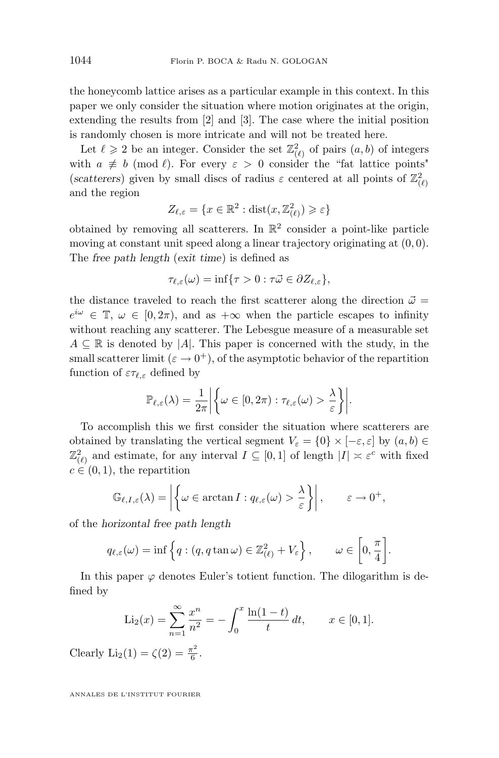the honeycomb lattice arises as a particular example in this context. In this paper we only consider the situation where motion originates at the origin, extending the results from [2] and [3]. The case where the initial position is randomly chosen is more intricate and will not be treated here.

Let $\ell \geqslant 2$ be an integer. Consider the set $\mathbb{Z}^2_{(\ell)}$ of pairs $(a,b)$ of integers with $a \not\equiv b \pmod{\ell}$. For every $\varepsilon > 0$ consider the "fat lattice points" (*scatterers*) given by small discs of radius $\varepsilon$ centered at all points of $\mathbb{Z}^2_{(\ell)}$ and the region

$$Z_{\ell,\varepsilon} = \{x \in \mathbb{R}^2 : \operatorname{dist}(x, \mathbb{Z}^2_{(\ell)}) \geqslant \varepsilon\}$$

obtained by removing all scatterers. In $\mathbb{R}^2$ consider a point-like particle moving at constant unit speed along a linear trajectory originating at $(0,0)$. The *free path length* (*exit time*) is defined as

$$\tau_{\ell,\varepsilon}(\omega) = \inf\{\tau > 0 : \tau\vec{\omega} \in \partial Z_{\ell,\varepsilon}\},$$

the distance traveled to reach the first scatterer along the direction $\vec{\omega} = e^{i\omega} \in \mathbb{T}$, $\omega \in [0, 2\pi)$, and as $+\infty$ when the particle escapes to infinity without reaching any scatterer. The Lebesgue measure of a measurable set $A \subseteq \mathbb{R}$ is denoted by $|A|$. This paper is concerned with the study, in the small scatterer limit ($\varepsilon \to 0^+$), of the asymptotic behavior of the repartition function of $\varepsilon\tau_{\ell,\varepsilon}$ defined by

$$\mathbb{P}_{\ell,\varepsilon}(\lambda) = \frac{1}{2\pi}\left|\left\{\omega \in [0,2\pi) : \tau_{\ell,\varepsilon}(\omega) > \frac{\lambda}{\varepsilon}\right\}\right|.$$

To accomplish this we first consider the situation where scatterers are obtained by translating the vertical segment $V_\varepsilon = \{0\} \times [-\varepsilon, \varepsilon]$ by $(a,b) \in \mathbb{Z}^2_{(\ell)}$ and estimate, for any interval $I \subseteq [0,1]$ of length $|I| \asymp \varepsilon^c$ with fixed $c \in (0,1)$, the repartition

$$\mathbb{G}_{\ell,I,\varepsilon}(\lambda) = \left|\left\{\omega \in \arctan I : q_{\ell,\varepsilon}(\omega) > \frac{\lambda}{\varepsilon}\right\}\right|, \qquad \varepsilon \to 0^+,$$

of the *horizontal free path length*

$$q_{\ell,\varepsilon}(\omega) = \inf\left\{q : (q, q\tan\omega) \in \mathbb{Z}^2_{(\ell)} + V_\varepsilon\right\}, \qquad \omega \in \left[0, \frac{\pi}{4}\right].$$

In this paper $\varphi$ denotes Euler's totient function. The dilogarithm is defined by

$$\operatorname{Li}_2(x) = \sum_{n=1}^{\infty} \frac{x^n}{n^2} = -\int_0^x \frac{\ln(1-t)}{t}\,dt, \qquad x \in [0,1].$$

Clearly $\operatorname{Li}_2(1) = \zeta(2) = \frac{\pi^2}{6}$.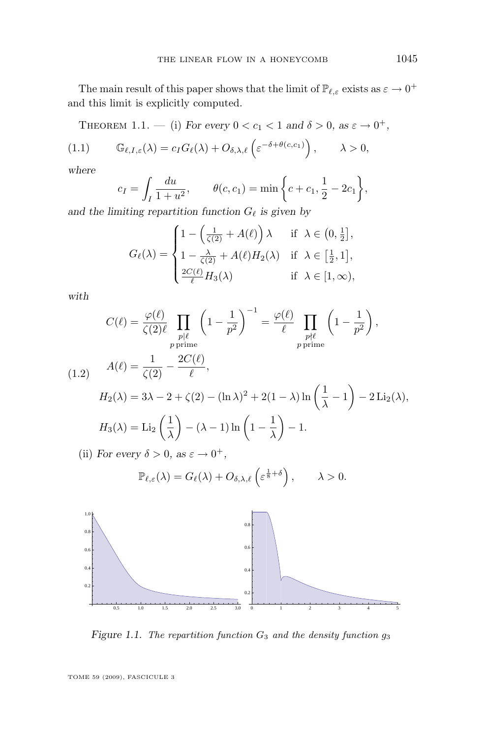The main result of this paper shows that the limit of $\mathbb{P}_{\ell,\varepsilon}$ exists as $\varepsilon \to 0^+$ and this limit is explicitly computed.

Theorem 1.1. — (i) *For every $0 < c_1 < 1$ and $\delta > 0$, as $\varepsilon \to 0^+$,*

$$\mathbb{G}_{\ell,I,\varepsilon}(\lambda) = c_I G_\ell(\lambda) + O_{\delta,\lambda,\ell}\left(\varepsilon^{-\delta+\theta(c,c_1)}\right), \qquad \lambda > 0, \tag{1.1}$$

*where*

$$c_I = \int_I \frac{du}{1+u^2}, \qquad \theta(c,c_1) = \min\left\{c + c_1, \frac{1}{2} - 2c_1\right\},$$

*and the limiting repartition function $G_\ell$ is given by*

$$G_\ell(\lambda) = \begin{cases} 1 - \left(\frac{1}{\zeta(2)} + A(\ell)\right)\lambda & \text{if } \lambda \in \left(0, \frac{1}{2}\right], \\ 1 - \frac{\lambda}{\zeta(2)} + A(\ell) H_2(\lambda) & \text{if } \lambda \in \left[\frac{1}{2}, 1\right], \\ \frac{2C(\ell)}{\ell} H_3(\lambda) & \text{if } \lambda \in [1, \infty), \end{cases}$$

*with*

$$C(\ell) = \frac{\varphi(\ell)}{\zeta(2)\ell} \prod_{\substack{p \mid \ell \\ p \text{ prime}}} \left(1 - \frac{1}{p^2}\right)^{-1} = \frac{\varphi(\ell)}{\ell} \prod_{\substack{p \nmid \ell \\ p \text{ prime}}} \left(1 - \frac{1}{p^2}\right),$$

$$A(\ell) = \frac{1}{\zeta(2)} - \frac{2C(\ell)}{\ell}, \tag{1.2}$$

$$H_2(\lambda) = 3\lambda - 2 + \zeta(2) - (\ln\lambda)^2 + 2(1-\lambda)\ln\left(\frac{1}{\lambda} - 1\right) - 2\,\mathrm{Li}_2(\lambda),$$

$$H_3(\lambda) = \mathrm{Li}_2\left(\frac{1}{\lambda}\right) - (\lambda - 1)\ln\left(1 - \frac{1}{\lambda}\right) - 1.$$

(ii) *For every $\delta > 0$, as $\varepsilon \to 0^+$,*

$$\mathbb{P}_{\ell,\varepsilon}(\lambda) = G_\ell(\lambda) + O_{\delta,\lambda,\ell}\left(\varepsilon^{\frac{1}{8}+\delta}\right), \qquad \lambda > 0.$$

*Figure 1.1. The repartition function $G_3$ and the density function $g_3$*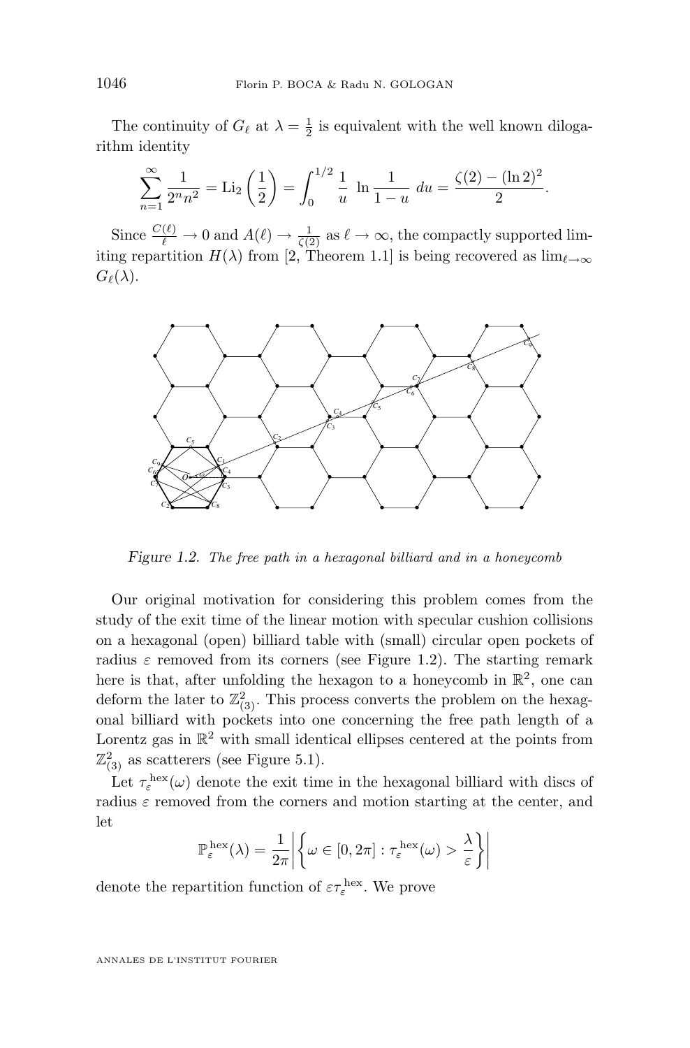The continuity of $G_\ell$ at $\lambda = \frac{1}{2}$ is equivalent with the well known dilogarithm identity

$$\sum_{n=1}^{\infty} \frac{1}{2^n n^2} = \mathrm{Li}_2\left(\frac{1}{2}\right) = \int_0^{1/2} \frac{1}{u}\ \ln \frac{1}{1-u}\ du = \frac{\zeta(2) - (\ln 2)^2}{2}.$$

Since $\frac{C(\ell)}{\ell} \to 0$ and $A(\ell) \to \frac{1}{\zeta(2)}$ as $\ell \to \infty$, the compactly supported limiting repartition $H(\lambda)$ from [2, Theorem 1.1] is being recovered as $\lim_{\ell \to \infty} G_\ell(\lambda)$.

*Figure 1.2. The free path in a hexagonal billiard and in a honeycomb*

Our original motivation for considering this problem comes from the study of the exit time of the linear motion with specular cushion collisions on a hexagonal (open) billiard table with (small) circular open pockets of radius $\varepsilon$ removed from its corners (see Figure 1.2). The starting remark here is that, after unfolding the hexagon to a honeycomb in $\mathbb{R}^2$, one can deform the later to $\mathbb{Z}^2_{(3)}$. This process converts the problem on the hexagonal billiard with pockets into one concerning the free path length of a Lorentz gas in $\mathbb{R}^2$ with small identical ellipses centered at the points from $\mathbb{Z}^2_{(3)}$ as scatterers (see Figure 5.1).

Let $\tau_\varepsilon^{\mathrm{hex}}(\omega)$ denote the exit time in the hexagonal billiard with discs of radius $\varepsilon$ removed from the corners and motion starting at the center, and let

$$\mathbb{P}_\varepsilon^{\mathrm{hex}}(\lambda) = \frac{1}{2\pi}\left| \left\{ \omega \in [0, 2\pi] : \tau_\varepsilon^{\mathrm{hex}}(\omega) > \frac{\lambda}{\varepsilon} \right\} \right|$$

denote the repartition function of $\varepsilon \tau_\varepsilon^{\mathrm{hex}}$. We prove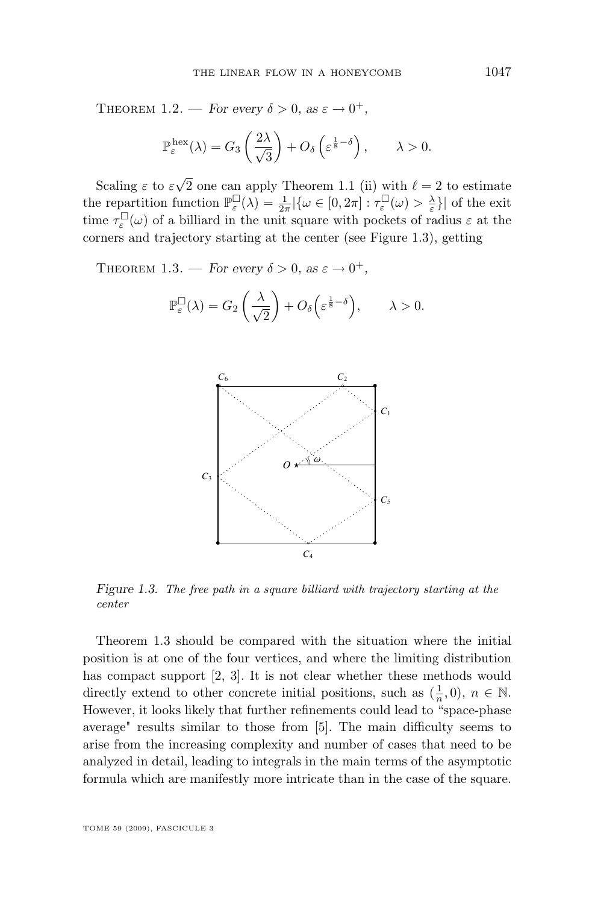Theorem 1.2. — *For every $\delta > 0$, as $\varepsilon \to 0^+$,*

$$\mathbb{P}_\varepsilon^{\text{hex}}(\lambda) = G_3\left(\frac{2\lambda}{\sqrt{3}}\right) + O_\delta\left(\varepsilon^{\frac{1}{8}-\delta}\right), \qquad \lambda > 0.$$

Scaling $\varepsilon$ to $\varepsilon\sqrt{2}$ one can apply Theorem 1.1 (ii) with $\ell = 2$ to estimate the repartition function $\mathbb{P}_\varepsilon^{\square}(\lambda) = \frac{1}{2\pi}|\{\omega \in [0, 2\pi] : \tau_\varepsilon^{\square}(\omega) > \frac{\lambda}{\varepsilon}\}|$ of the exit time $\tau_\varepsilon^{\square}(\omega)$ of a billiard in the unit square with pockets of radius $\varepsilon$ at the corners and trajectory starting at the center (see Figure 1.3), getting

Theorem 1.3. — *For every $\delta > 0$, as $\varepsilon \to 0^+$,*

$$\mathbb{P}_\varepsilon^{\square}(\lambda) = G_2\left(\frac{\lambda}{\sqrt{2}}\right) + O_\delta\left(\varepsilon^{\frac{1}{8}-\delta}\right), \qquad \lambda > 0.$$

*Figure 1.3. The free path in a square billiard with trajectory starting at the center*

Theorem 1.3 should be compared with the situation where the initial position is at one of the four vertices, and where the limiting distribution has compact support [2, 3]. It is not clear whether these methods would directly extend to other concrete initial positions, such as $(\frac{1}{n}, 0)$, $n \in \mathbb{N}$. However, it looks likely that further refinements could lead to "space-phase average" results similar to those from [5]. The main difficulty seems to arise from the increasing complexity and number of cases that need to be analyzed in detail, leading to integrals in the main terms of the asymptotic formula which are manifestly more intricate than in the case of the square.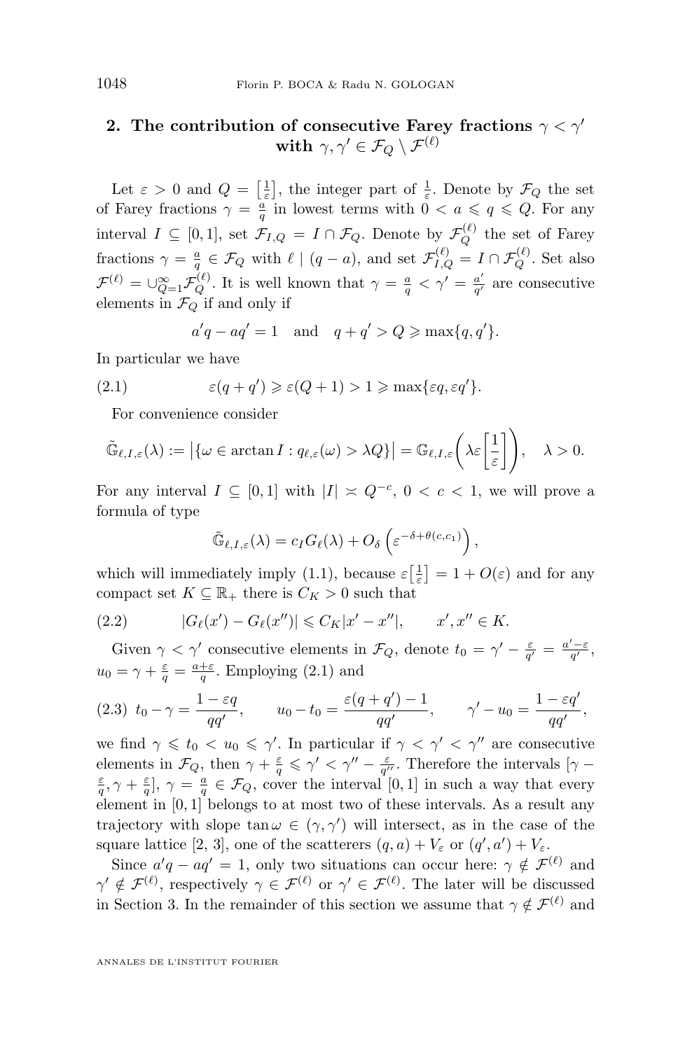## 2. The contribution of consecutive Farey fractions $\gamma < \gamma'$ with $\gamma, \gamma' \in \mathcal{F}_Q \setminus \mathcal{F}^{(\ell)}$

Let $\varepsilon > 0$ and $Q = \left[\frac{1}{\varepsilon}\right]$, the integer part of $\frac{1}{\varepsilon}$. Denote by $\mathcal{F}_Q$ the set of Farey fractions $\gamma = \frac{a}{q}$ in lowest terms with $0 < a \leqslant q \leqslant Q$. For any interval $I \subseteq [0,1]$, set $\mathcal{F}_{I,Q} = I \cap \mathcal{F}_Q$. Denote by $\mathcal{F}_Q^{(\ell)}$ the set of Farey fractions $\gamma = \frac{a}{q} \in \mathcal{F}_Q$ with $\ell \mid (q-a)$, and set $\mathcal{F}_{I,Q}^{(\ell)} = I \cap \mathcal{F}_Q^{(\ell)}$. Set also $\mathcal{F}^{(\ell)} = \cup_{Q=1}^{\infty} \mathcal{F}_Q^{(\ell)}$. It is well known that $\gamma = \frac{a}{q} < \gamma' = \frac{a'}{q'}$ are consecutive elements in $\mathcal{F}_Q$ if and only if

$$a'q - aq' = 1 \quad \text{and} \quad q + q' > Q \geqslant \max\{q, q'\}.$$

In particular we have

$$\varepsilon(q+q') \geqslant \varepsilon(Q+1) > 1 \geqslant \max\{\varepsilon q, \varepsilon q'\}. \tag{2.1}$$

For convenience consider

$$\tilde{\mathbb{G}}_{\ell,I,\varepsilon}(\lambda) := \left|\{\omega \in \arctan I : q_{\ell,\varepsilon}(\omega) > \lambda Q\}\right| = \mathbb{G}_{\ell,I,\varepsilon}\left(\lambda \varepsilon \left[\frac{1}{\varepsilon}\right]\right), \quad \lambda > 0.$$

For any interval $I \subseteq [0,1]$ with $|I| \asymp Q^{-c}$, $0 < c < 1$, we will prove a formula of type

$$\tilde{\mathbb{G}}_{\ell,I,\varepsilon}(\lambda) = c_I G_\ell(\lambda) + O_\delta\left(\varepsilon^{-\delta + \theta(c,c_1)}\right),$$

which will immediately imply (1.1), because $\varepsilon\left[\frac{1}{\varepsilon}\right] = 1 + O(\varepsilon)$ and for any compact set $K \subseteq \mathbb{R}_+$ there is $C_K > 0$ such that

$$|G_\ell(x') - G_\ell(x'')| \leqslant C_K |x' - x''|, \qquad x', x'' \in K. \tag{2.2}$$

Given $\gamma < \gamma'$ consecutive elements in $\mathcal{F}_Q$, denote $t_0 = \gamma' - \frac{\varepsilon}{q'} = \frac{a' - \varepsilon}{q'}$, $u_0 = \gamma + \frac{\varepsilon}{q} = \frac{a+\varepsilon}{q}$. Employing (2.1) and

$$t_0 - \gamma = \frac{1 - \varepsilon q}{qq'}, \qquad u_0 - t_0 = \frac{\varepsilon(q+q') - 1}{qq'}, \qquad \gamma' - u_0 = \frac{1 - \varepsilon q'}{qq'}, \tag{2.3}$$

we find $\gamma \leqslant t_0 < u_0 \leqslant \gamma'$. In particular if $\gamma < \gamma' < \gamma''$ are consecutive elements in $\mathcal{F}_Q$, then $\gamma + \frac{\varepsilon}{q} \leqslant \gamma' < \gamma'' - \frac{\varepsilon}{q''}$. Therefore the intervals $[\gamma - \frac{\varepsilon}{q}, \gamma + \frac{\varepsilon}{q}]$, $\gamma = \frac{a}{q} \in \mathcal{F}_Q$, cover the interval $[0,1]$ in such a way that every element in $[0,1]$ belongs to at most two of these intervals. As a result any trajectory with slope $\tan\omega \in (\gamma, \gamma')$ will intersect, as in the case of the square lattice [2, 3], one of the scatterers $(q,a) + V_\varepsilon$ or $(q', a') + V_\varepsilon$.

Since $a'q - aq' = 1$, only two situations can occur here: $\gamma \notin \mathcal{F}^{(\ell)}$ and $\gamma' \notin \mathcal{F}^{(\ell)}$, respectively $\gamma \in \mathcal{F}^{(\ell)}$ or $\gamma' \in \mathcal{F}^{(\ell)}$. The later will be discussed in Section 3. In the remainder of this section we assume that $\gamma \notin \mathcal{F}^{(\ell)}$ and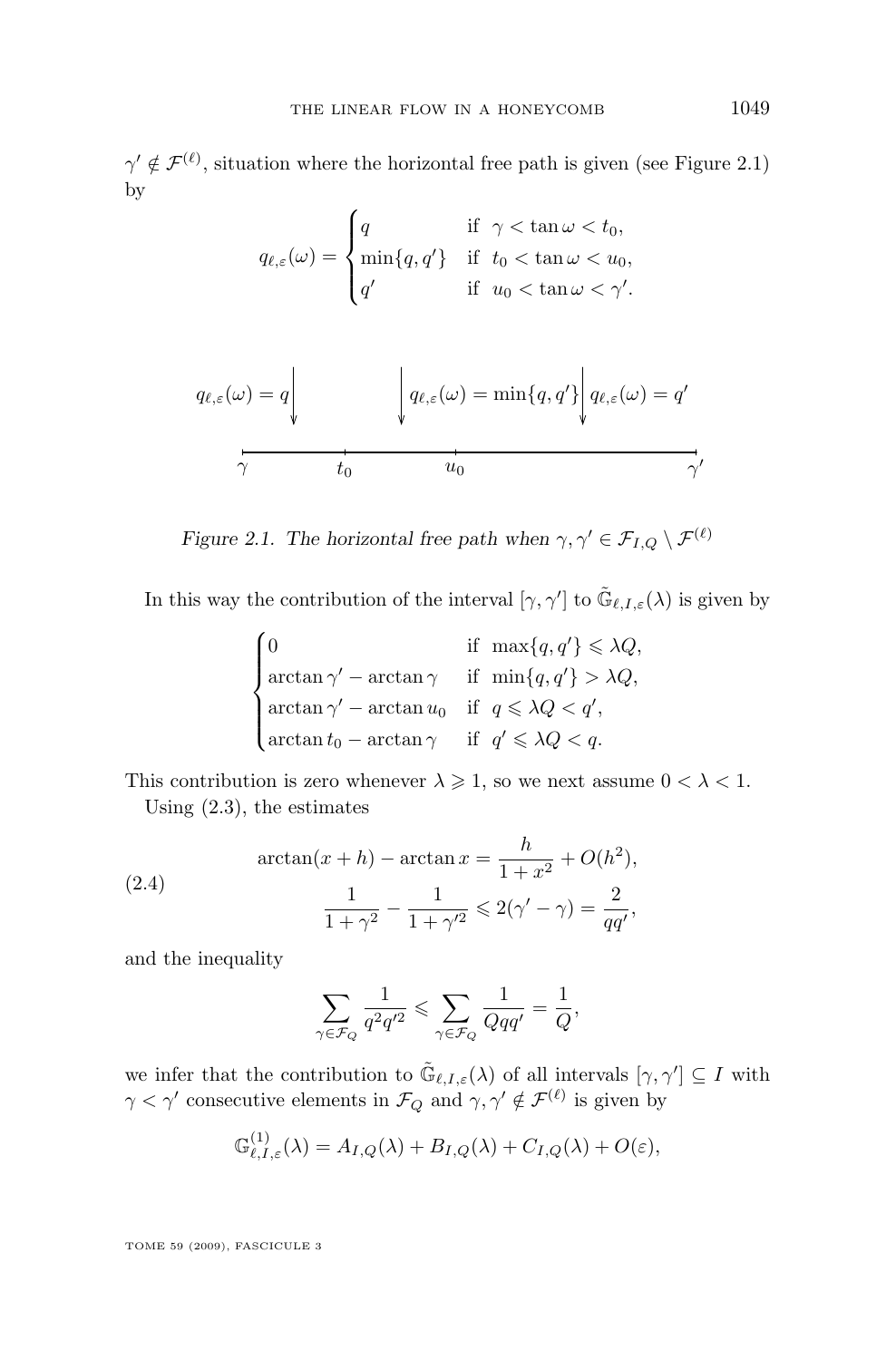$\gamma' \notin \mathcal{F}^{(\ell)}$, situation where the horizontal free path is given (see Figure 2.1) by

$$q_{\ell,\varepsilon}(\omega) = \begin{cases} q & \text{if } \gamma < \tan\omega < t_0, \\ \min\{q,q'\} & \text{if } t_0 < \tan\omega < u_0, \\ q' & \text{if } u_0 < \tan\omega < \gamma'. \end{cases}$$

$q_{\ell,\varepsilon}(\omega) = q$ $\quad$ $q_{\ell,\varepsilon}(\omega) = \min\{q,q'\}$ $\quad$ $q_{\ell,\varepsilon}(\omega) = q'$

$\gamma \quad t_0 \quad u_0 \quad \gamma'$

*Figure 2.1. The horizontal free path when $\gamma, \gamma' \in \mathcal{F}_{I,Q} \setminus \mathcal{F}^{(\ell)}$*

In this way the contribution of the interval $[\gamma, \gamma']$ to $\tilde{\mathbb{G}}_{\ell,I,\varepsilon}(\lambda)$ is given by

$$\begin{cases} 0 & \text{if } \max\{q,q'\} \leqslant \lambda Q, \\ \arctan\gamma' - \arctan\gamma & \text{if } \min\{q,q'\} > \lambda Q, \\ \arctan\gamma' - \arctan u_0 & \text{if } q \leqslant \lambda Q < q', \\ \arctan t_0 - \arctan\gamma & \text{if } q' \leqslant \lambda Q < q. \end{cases}$$

This contribution is zero whenever $\lambda \geqslant 1$, so we next assume $0 < \lambda < 1$.

Using (2.3), the estimates

$$\begin{aligned} \arctan(x+h) - \arctan x &= \frac{h}{1+x^2} + O(h^2), \\ \frac{1}{1+\gamma^2} - \frac{1}{1+\gamma'^2} &\leqslant 2(\gamma' - \gamma) = \frac{2}{qq'}, \end{aligned} \tag{2.4}$$

and the inequality

$$\sum_{\gamma \in \mathcal{F}_Q} \frac{1}{q^2 q'^2} \leqslant \sum_{\gamma \in \mathcal{F}_Q} \frac{1}{Qqq'} = \frac{1}{Q},$$

we infer that the contribution to $\tilde{\mathbb{G}}_{\ell,I,\varepsilon}(\lambda)$ of all intervals $[\gamma,\gamma'] \subseteq I$ with $\gamma < \gamma'$ consecutive elements in $\mathcal{F}_Q$ and $\gamma, \gamma' \notin \mathcal{F}^{(\ell)}$ is given by

$$\mathbb{G}^{(1)}_{\ell,I,\varepsilon}(\lambda) = A_{I,Q}(\lambda) + B_{I,Q}(\lambda) + C_{I,Q}(\lambda) + O(\varepsilon),$$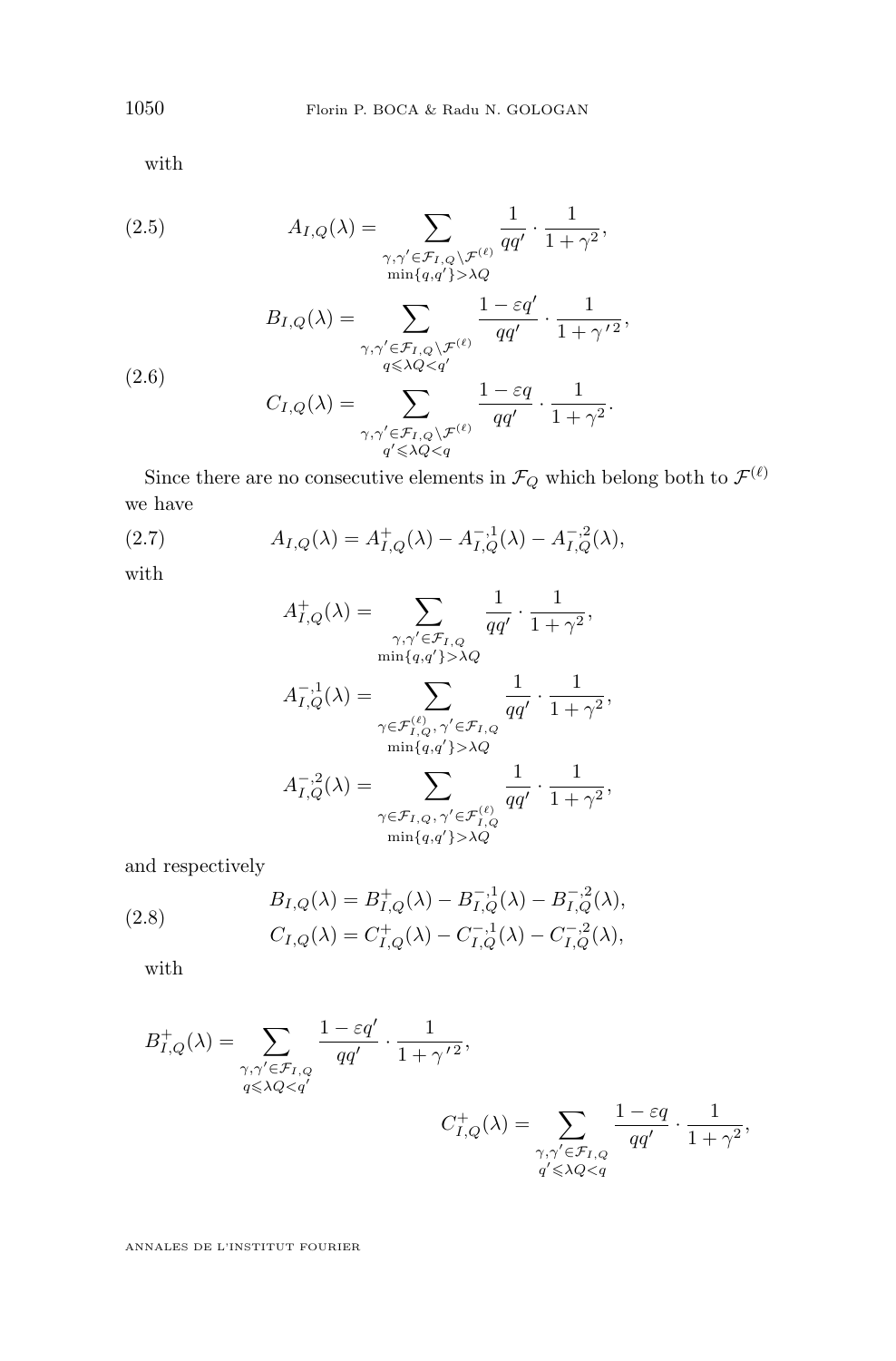with

$$
A_{I,Q}(\lambda) = \sum_{\substack{\gamma,\gamma' \in \mathcal{F}_{I,Q} \setminus \mathcal{F}^{(\ell)} \\ \min\{q,q'\} > \lambda Q}} \frac{1}{qq'} \cdot \frac{1}{1+\gamma^2}, \tag{2.5}
$$

$$
\begin{aligned}
B_{I,Q}(\lambda) &= \sum_{\substack{\gamma,\gamma' \in \mathcal{F}_{I,Q} \setminus \mathcal{F}^{(\ell)} \\ q \leqslant \lambda Q < q'}} \frac{1-\varepsilon q'}{qq'} \cdot \frac{1}{1+\gamma'^2}, \\
C_{I,Q}(\lambda) &= \sum_{\substack{\gamma,\gamma' \in \mathcal{F}_{I,Q} \setminus \mathcal{F}^{(\ell)} \\ q' \leqslant \lambda Q < q}} \frac{1-\varepsilon q}{qq'} \cdot \frac{1}{1+\gamma^2}.
\end{aligned} \tag{2.6}
$$

Since there are no consecutive elements in $\mathcal{F}_Q$ which belong both to $\mathcal{F}^{(\ell)}$ we have

$$
A_{I,Q}(\lambda) = A^{+}_{I,Q}(\lambda) - A^{-,1}_{I,Q}(\lambda) - A^{-,2}_{I,Q}(\lambda), \tag{2.7}
$$

with

$$
\begin{aligned}
A^{+}_{I,Q}(\lambda) &= \sum_{\substack{\gamma,\gamma' \in \mathcal{F}_{I,Q} \\ \min\{q,q'\} > \lambda Q}} \frac{1}{qq'} \cdot \frac{1}{1+\gamma^2}, \\
A^{-,1}_{I,Q}(\lambda) &= \sum_{\substack{\gamma \in \mathcal{F}^{(\ell)}_{I,Q},\, \gamma' \in \mathcal{F}_{I,Q} \\ \min\{q,q'\} > \lambda Q}} \frac{1}{qq'} \cdot \frac{1}{1+\gamma^2}, \\
A^{-,2}_{I,Q}(\lambda) &= \sum_{\substack{\gamma \in \mathcal{F}_{I,Q},\, \gamma' \in \mathcal{F}^{(\ell)}_{I,Q} \\ \min\{q,q'\} > \lambda Q}} \frac{1}{qq'} \cdot \frac{1}{1+\gamma^2},
\end{aligned}
$$

and respectively

$$
\begin{aligned}
B_{I,Q}(\lambda) &= B^{+}_{I,Q}(\lambda) - B^{-,1}_{I,Q}(\lambda) - B^{-,2}_{I,Q}(\lambda), \\
C_{I,Q}(\lambda) &= C^{+}_{I,Q}(\lambda) - C^{-,1}_{I,Q}(\lambda) - C^{-,2}_{I,Q}(\lambda),
\end{aligned} \tag{2.8}
$$

with

$$
B^{+}_{I,Q}(\lambda) = \sum_{\substack{\gamma,\gamma' \in \mathcal{F}_{I,Q} \\ q \leqslant \lambda Q < q'}} \frac{1-\varepsilon q'}{qq'} \cdot \frac{1}{1+\gamma'^2},
$$

$$
C^{+}_{I,Q}(\lambda) = \sum_{\substack{\gamma,\gamma' \in \mathcal{F}_{I,Q} \\ q' \leqslant \lambda Q < q}} \frac{1-\varepsilon q}{qq'} \cdot \frac{1}{1+\gamma^2},
$$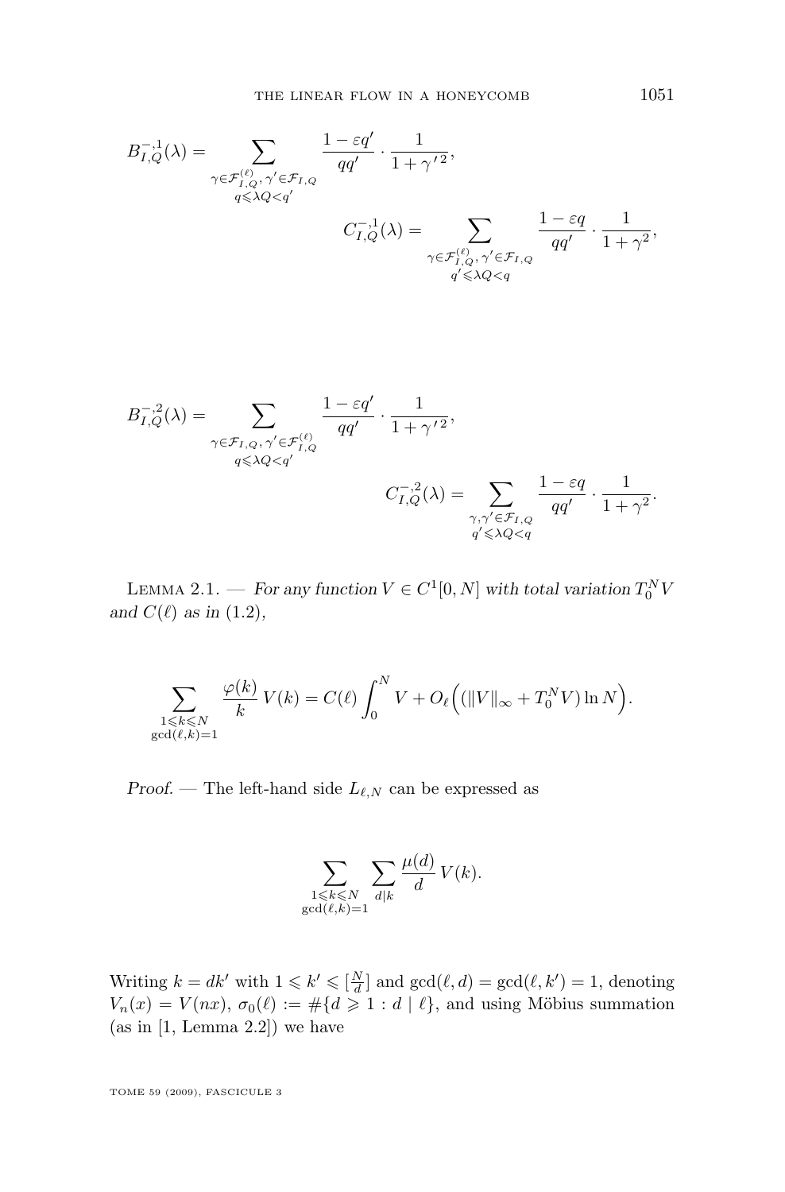$$B^{-,1}_{I,Q}(\lambda) = \sum_{\substack{\gamma \in \mathcal{F}^{(\ell)}_{I,Q},\, \gamma' \in \mathcal{F}_{I,Q} \\ q \leqslant \lambda Q < q'}} \frac{1-\varepsilon q'}{qq'} \cdot \frac{1}{1+\gamma'^2},$$

$$C^{-,1}_{I,Q}(\lambda) = \sum_{\substack{\gamma \in \mathcal{F}^{(\ell)}_{I,Q},\, \gamma' \in \mathcal{F}_{I,Q} \\ q' \leqslant \lambda Q < q}} \frac{1-\varepsilon q}{qq'} \cdot \frac{1}{1+\gamma^2},$$

$$B^{-,2}_{I,Q}(\lambda) = \sum_{\substack{\gamma \in \mathcal{F}_{I,Q},\, \gamma' \in \mathcal{F}^{(\ell)}_{I,Q} \\ q \leqslant \lambda Q < q'}} \frac{1-\varepsilon q'}{qq'} \cdot \frac{1}{1+\gamma'^2},$$

$$C^{-,2}_{I,Q}(\lambda) = \sum_{\substack{\gamma, \gamma' \in \mathcal{F}_{I,Q} \\ q' \leqslant \lambda Q < q}} \frac{1-\varepsilon q}{qq'} \cdot \frac{1}{1+\gamma^2}.$$

Lemma 2.1. — *For any function $V \in C^1[0,N]$ with total variation $T_0^N V$ and $C(\ell)$ as in (1.2),*

$$\sum_{\substack{1 \leqslant k \leqslant N \\ \gcd(\ell,k)=1}} \frac{\varphi(k)}{k}\, V(k) = C(\ell) \int_0^N V + O_\ell\Big( (\|V\|_\infty + T_0^N V) \ln N \Big).$$

*Proof.* — The left-hand side $L_{\ell,N}$ can be expressed as

$$\sum_{\substack{1 \leqslant k \leqslant N \\ \gcd(\ell,k)=1}} \sum_{d \mid k} \frac{\mu(d)}{d}\, V(k).$$

Writing $k = dk'$ with $1 \leqslant k' \leqslant [\frac{N}{d}]$ and $\gcd(\ell,d) = \gcd(\ell,k') = 1$, denoting $V_n(x) = V(nx)$, $\sigma_0(\ell) := \#\{d \geqslant 1 : d \mid \ell\}$, and using Möbius summation (as in [1, Lemma 2.2]) we have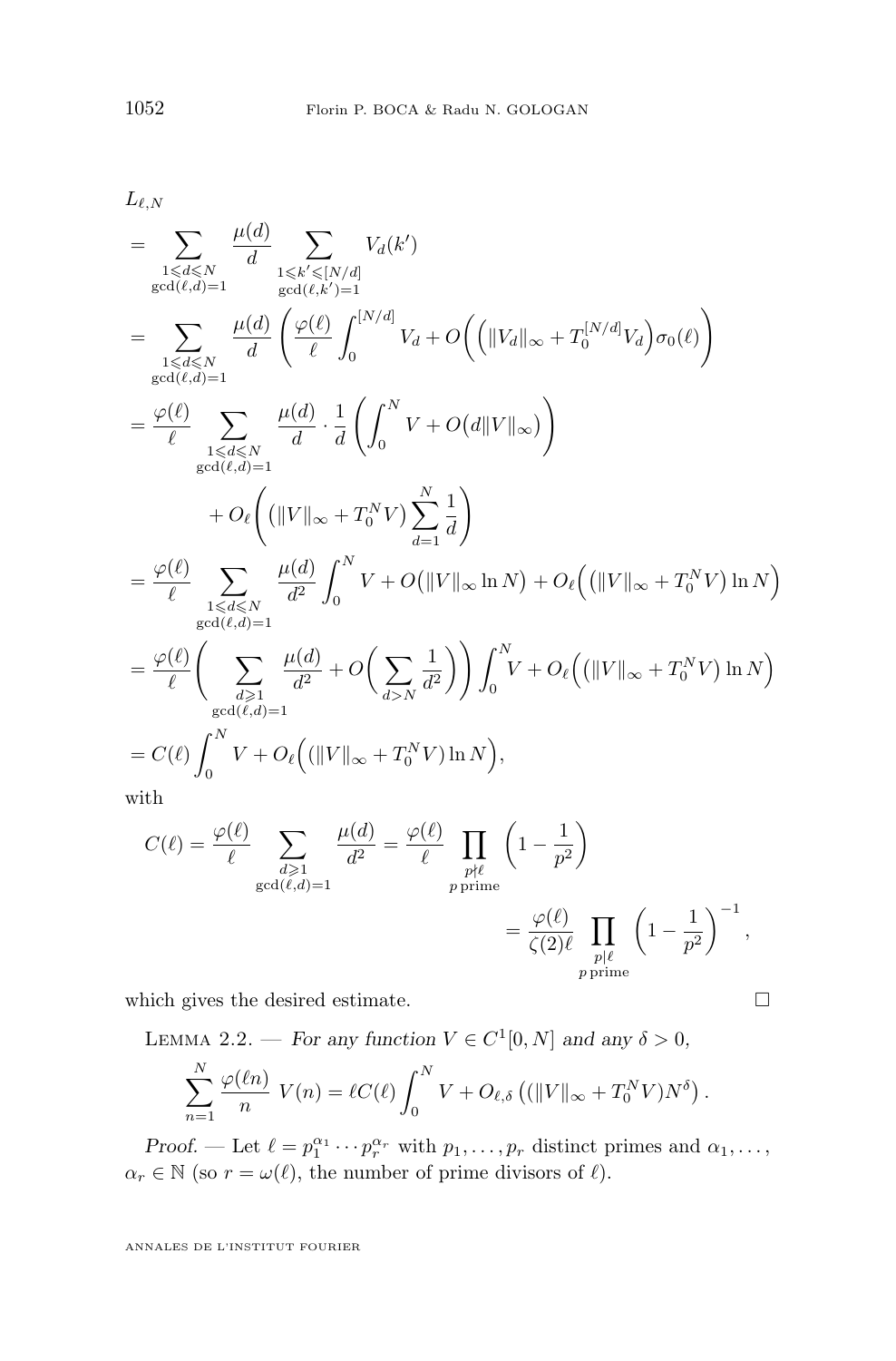$$
\begin{aligned}
&L_{\ell,N}\\
&= \sum_{\substack{1\leqslant d\leqslant N\\ \gcd(\ell,d)=1}} \frac{\mu(d)}{d} \sum_{\substack{1\leqslant k'\leqslant [N/d]\\ \gcd(\ell,k')=1}} V_d(k')\\
&= \sum_{\substack{1\leqslant d\leqslant N\\ \gcd(\ell,d)=1}} \frac{\mu(d)}{d} \left( \frac{\varphi(\ell)}{\ell} \int_0^{[N/d]} V_d + O\Big( \Big( \|V_d\|_\infty + T_0^{[N/d]} V_d \Big) \sigma_0(\ell) \Big) \right)\\
&= \frac{\varphi(\ell)}{\ell} \sum_{\substack{1\leqslant d\leqslant N\\ \gcd(\ell,d)=1}} \frac{\mu(d)}{d} \cdot \frac{1}{d} \left( \int_0^N V + O\big(d\|V\|_\infty\big) \right)\\
&\qquad + O_\ell\Bigg( \big( \|V\|_\infty + T_0^N V \big) \sum_{d=1}^N \frac{1}{d} \Bigg)\\
&= \frac{\varphi(\ell)}{\ell} \sum_{\substack{1\leqslant d\leqslant N\\ \gcd(\ell,d)=1}} \frac{\mu(d)}{d^2} \int_0^N V + O\big( \|V\|_\infty \ln N \big) + O_\ell\Big( \big( \|V\|_\infty + T_0^N V \big) \ln N \Big)\\
&= \frac{\varphi(\ell)}{\ell} \Bigg( \sum_{\substack{d\geqslant 1\\ \gcd(\ell,d)=1}} \frac{\mu(d)}{d^2} + O\bigg( \sum_{d>N} \frac{1}{d^2} \bigg) \Bigg) \int_0^N V + O_\ell\Big( \big( \|V\|_\infty + T_0^N V \big) \ln N \Big)\\
&= C(\ell) \int_0^N V + O_\ell\Big( (\|V\|_\infty + T_0^N V) \ln N \Big),
\end{aligned}
$$

with

$$
\begin{aligned}
C(\ell) = \frac{\varphi(\ell)}{\ell} \sum_{\substack{d\geqslant 1\\ \gcd(\ell,d)=1}} \frac{\mu(d)}{d^2} &= \frac{\varphi(\ell)}{\ell} \prod_{\substack{p\nmid \ell\\ p \text{ prime}}} \left( 1 - \frac{1}{p^2} \right)\\
&= \frac{\varphi(\ell)}{\zeta(2)\ell} \prod_{\substack{p\mid \ell\\ p \text{ prime}}} \left( 1 - \frac{1}{p^2} \right)^{-1},
\end{aligned}
$$

which gives the desired estimate. □

Lemma 2.2. — *For any function $V \in C^1[0,N]$ and any $\delta > 0$,*

$$
\sum_{n=1}^N \frac{\varphi(\ell n)}{n} \, V(n) = \ell C(\ell) \int_0^N V + O_{\ell,\delta}\left( (\|V\|_\infty + T_0^N V) N^\delta \right).
$$

*Proof.* — Let $\ell = p_1^{\alpha_1} \cdots p_r^{\alpha_r}$ with $p_1, \ldots, p_r$ distinct primes and $\alpha_1, \ldots, \alpha_r \in \mathbb{N}$ (so $r = \omega(\ell)$, the number of prime divisors of $\ell$).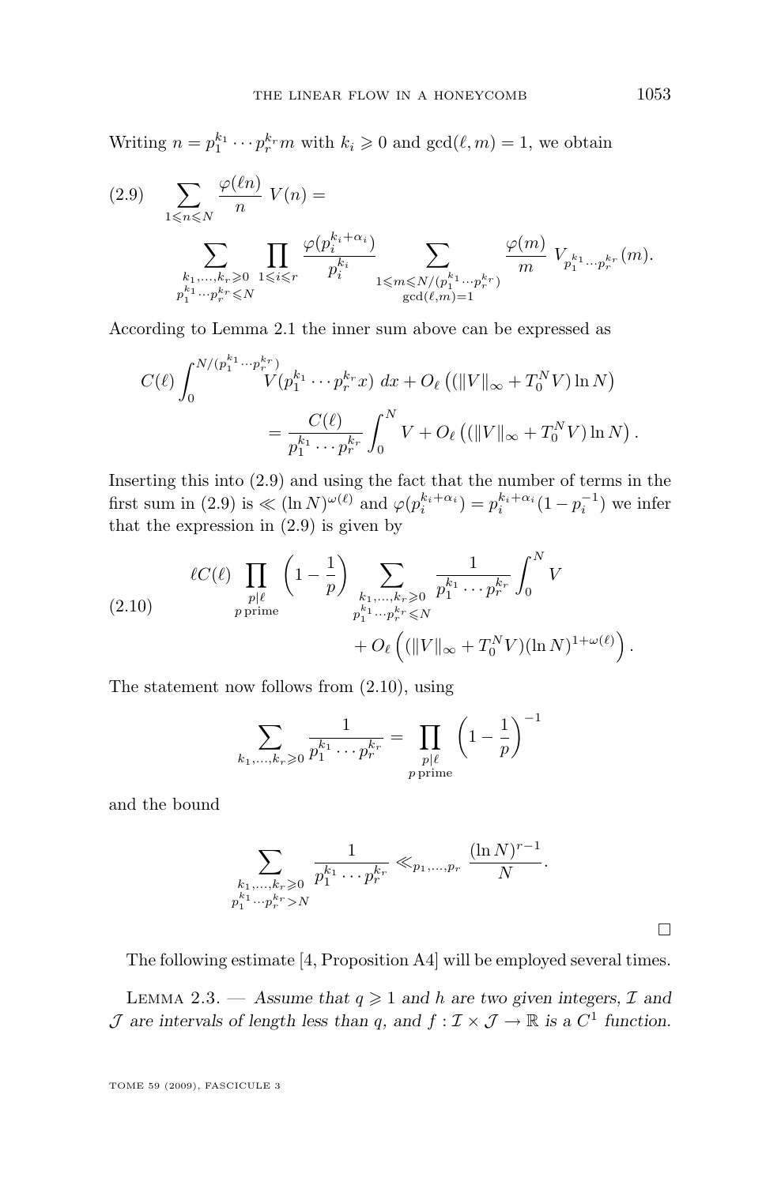Writing $n = p_1^{k_1} \cdots p_r^{k_r} m$ with $k_i \geqslant 0$ and $\gcd(\ell, m) = 1$, we obtain

$$
\begin{aligned}
(2.9)\qquad \sum_{1 \leqslant n \leqslant N} \frac{\varphi(\ell n)}{n} \, V(n) = \\
\sum_{\substack{k_1, \dots, k_r \geqslant 0 \\ p_1^{k_1} \cdots p_r^{k_r} \leqslant N}} \prod_{1 \leqslant i \leqslant r} \frac{\varphi(p_i^{k_i + \alpha_i})}{p_i^{k_i}} \sum_{\substack{1 \leqslant m \leqslant N/(p_1^{k_1} \cdots p_r^{k_r}) \\ \gcd(\ell, m) = 1}} \frac{\varphi(m)}{m} \, V_{p_1^{k_1} \cdots p_r^{k_r}}(m).
\end{aligned}
$$

According to Lemma 2.1 the inner sum above can be expressed as

$$
\begin{aligned}
C(\ell) \int_0^{N/(p_1^{k_1} \cdots p_r^{k_r})} & V(p_1^{k_1} \cdots p_r^{k_r} x) \, dx + O_\ell \left( (\|V\|_\infty + T_0^N V) \ln N \right) \\
&= \frac{C(\ell)}{p_1^{k_1} \cdots p_r^{k_r}} \int_0^N V + O_\ell \left( (\|V\|_\infty + T_0^N V) \ln N \right).
\end{aligned}
$$

Inserting this into (2.9) and using the fact that the number of terms in the first sum in (2.9) is $\ll (\ln N)^{\omega(\ell)}$ and $\varphi(p_i^{k_i + \alpha_i}) = p_i^{k_i + \alpha_i}(1 - p_i^{-1})$ we infer that the expression in (2.9) is given by

$$
\begin{aligned}
(2.10)\qquad \ell C(\ell) \prod_{\substack{p \mid \ell \\ p \text{ prime}}} \left( 1 - \frac{1}{p} \right) \sum_{\substack{k_1, \dots, k_r \geqslant 0 \\ p_1^{k_1} \cdots p_r^{k_r} \leqslant N}} \frac{1}{p_1^{k_1} \cdots p_r^{k_r}} \int_0^N V \\
+ O_\ell \left( (\|V\|_\infty + T_0^N V)(\ln N)^{1 + \omega(\ell)} \right).
\end{aligned}
$$

The statement now follows from (2.10), using

$$
\sum_{k_1, \dots, k_r \geqslant 0} \frac{1}{p_1^{k_1} \cdots p_r^{k_r}} = \prod_{\substack{p \mid \ell \\ p \text{ prime}}} \left( 1 - \frac{1}{p} \right)^{-1}
$$

and the bound

$$
\sum_{\substack{k_1, \dots, k_r \geqslant 0 \\ p_1^{k_1} \cdots p_r^{k_r} > N}} \frac{1}{p_1^{k_1} \cdots p_r^{k_r}} \ll_{p_1, \dots, p_r} \frac{(\ln N)^{r-1}}{N}.
$$

□

The following estimate [4, Proposition A4] will be employed several times.

Lemma 2.3. — *Assume that $q \geqslant 1$ and $h$ are two given integers, $\mathcal{I}$ and $\mathcal{J}$ are intervals of length less than $q$, and $f : \mathcal{I} \times \mathcal{J} \to \mathbb{R}$ is a $C^1$ function.*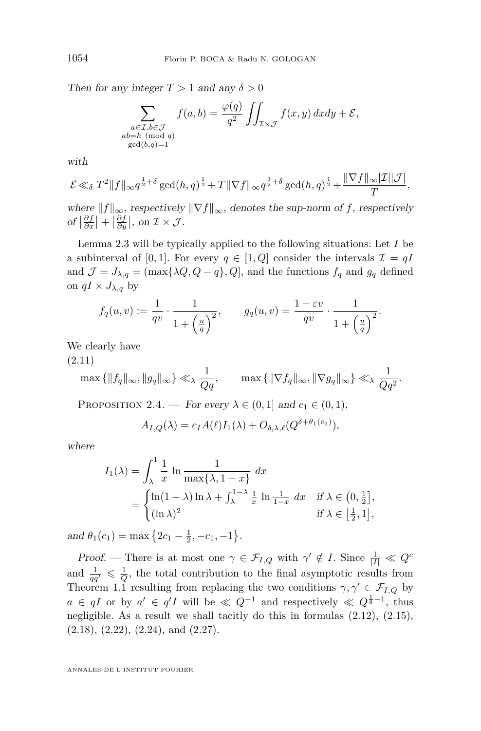*Then for any integer $T > 1$ and any $\delta > 0$*

$$\sum_{\substack{a\in\mathcal{I},b\in\mathcal{J}\\ ab=h \pmod q\\ \gcd(b,q)=1}} f(a,b) = \frac{\varphi(q)}{q^2}\iint_{\mathcal{I}\times\mathcal{J}} f(x,y)\,dxdy + \mathcal{E},$$

*with*

$$\mathcal{E} \ll_\delta T^2 \|f\|_\infty q^{\frac{1}{2}+\delta}\gcd(h,q)^{\frac{1}{2}} + T\|\nabla f\|_\infty q^{\frac{3}{2}+\delta}\gcd(h,q)^{\frac{1}{2}} + \frac{\|\nabla f\|_\infty |\mathcal{I}||\mathcal{J}|}{T},$$

*where $\|f\|_\infty$, respectively $\|\nabla f\|_\infty$, denotes the sup-norm of $f$, respectively of $\left|\frac{\partial f}{\partial x}\right| + \left|\frac{\partial f}{\partial y}\right|$, on $\mathcal{I}\times\mathcal{J}$.*

Lemma 2.3 will be typically applied to the following situations: Let $I$ be a subinterval of $[0,1]$. For every $q \in [1,Q]$ consider the intervals $\mathcal{I} = qI$ and $\mathcal{J} = J_{\lambda,q} = (\max\{\lambda Q, Q-q\}, Q]$, and the functions $f_q$ and $g_q$ defined on $qI \times J_{\lambda,q}$ by

$$f_q(u,v) := \frac{1}{qv}\cdot\frac{1}{1+\left(\frac{u}{q}\right)^2}, \qquad g_q(u,v) = \frac{1-\varepsilon v}{qv}\cdot\frac{1}{1+\left(\frac{u}{q}\right)^2}.$$

We clearly have

(2.11)
$$\max\{\|f_q\|_\infty, \|g_q\|_\infty\} \ll_\lambda \frac{1}{Qq}, \qquad \max\{\|\nabla f_q\|_\infty, \|\nabla g_q\|_\infty\} \ll_\lambda \frac{1}{Qq^2}.$$

Proposition 2.4. — *For every $\lambda \in (0,1]$ and $c_1 \in (0,1)$,*

$$A_{I,Q}(\lambda) = c_I A(\ell) I_1(\lambda) + O_{\delta,\lambda,\ell}(Q^{\delta+\theta_1(c_1)}),$$

*where*

$$I_1(\lambda) = \int_\lambda^1 \frac{1}{x}\,\ln\frac{1}{\max\{\lambda, 1-x\}}\,dx = \begin{cases} \ln(1-\lambda)\ln\lambda + \int_\lambda^{1-\lambda}\frac{1}{x}\,\ln\frac{1}{1-x}\,dx & \text{if } \lambda\in\left(0,\frac{1}{2}\right],\\ (\ln\lambda)^2 & \text{if } \lambda\in\left[\frac{1}{2},1\right],\end{cases}$$

*and $\theta_1(c_1) = \max\left\{2c_1 - \frac{1}{2}, -c_1, -1\right\}$.*

*Proof.* — There is at most one $\gamma \in \mathcal{F}_{I,Q}$ with $\gamma' \notin I$. Since $\frac{1}{|I|} \ll Q^c$ and $\frac{1}{qq'} \leqslant \frac{1}{Q}$, the total contribution to the final asymptotic results from Theorem 1.1 resulting from replacing the two conditions $\gamma, \gamma' \in \mathcal{F}_{I,Q}$ by $a \in qI$ or by $a' \in q'I$ will be $\ll Q^{-1}$ and respectively $\ll Q^{\frac{1}{8}-1}$, thus negligible. As a result we shall tacitly do this in formulas (2.12), (2.15), (2.18), (2.22), (2.24), and (2.27).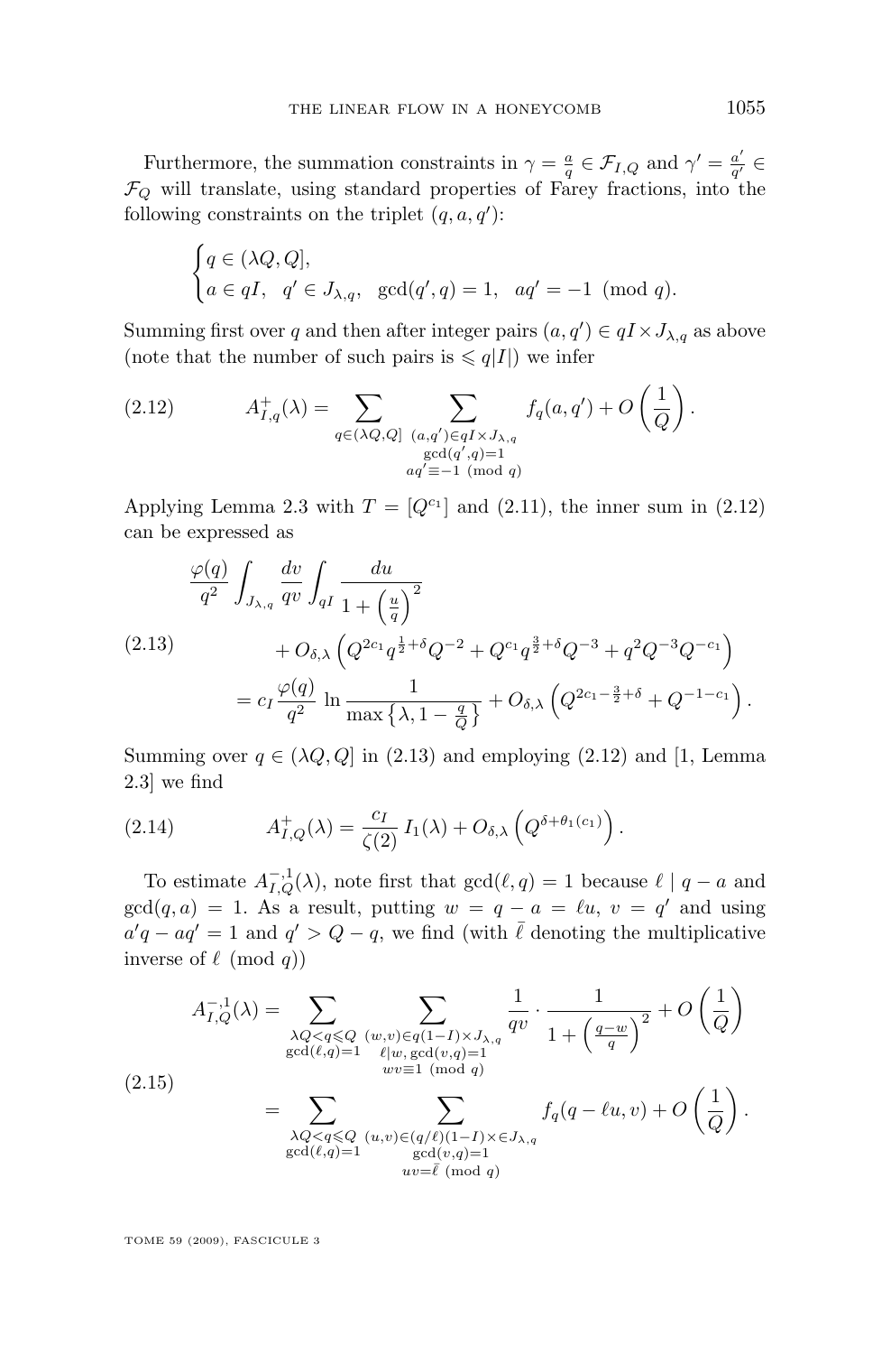Furthermore, the summation constraints in $\gamma = \frac{a}{q} \in \mathcal{F}_{I,Q}$ and $\gamma' = \frac{a'}{q'} \in \mathcal{F}_Q$ will translate, using standard properties of Farey fractions, into the following constraints on the triplet $(q, a, q')$:

$$\begin{cases} q \in (\lambda Q, Q], \\ a \in qI, \quad q' \in J_{\lambda,q}, \quad \gcd(q', q) = 1, \quad aq' = -1 \pmod{q}. \end{cases}$$

Summing first over $q$ and then after integer pairs $(a, q') \in qI \times J_{\lambda,q}$ as above (note that the number of such pairs is $\leqslant q|I|$) we infer

$$A^{+}_{I,q}(\lambda) = \sum_{q \in (\lambda Q, Q]} \sum_{\substack{(a,q') \in qI \times J_{\lambda,q} \\ \gcd(q',q)=1 \\ aq' \equiv -1 \pmod{q}}} f_q(a, q') + O\left(\frac{1}{Q}\right). \tag{2.12}$$

Applying Lemma 2.3 with $T = [Q^{c_1}]$ and (2.11), the inner sum in (2.12) can be expressed as

$$\begin{aligned} &\frac{\varphi(q)}{q^2} \int_{J_{\lambda,q}} \frac{dv}{qv} \int_{qI} \frac{du}{1 + \left(\frac{u}{q}\right)^2} \\ &\qquad + O_{\delta,\lambda}\left(Q^{2c_1} q^{\frac{1}{2}+\delta} Q^{-2} + Q^{c_1} q^{\frac{3}{2}+\delta} Q^{-3} + q^2 Q^{-3} Q^{-c_1}\right) \\ &\quad = c_I \frac{\varphi(q)}{q^2} \ln \frac{1}{\max\left\{\lambda, 1 - \frac{q}{Q}\right\}} + O_{\delta,\lambda}\left(Q^{2c_1 - \frac{3}{2}+\delta} + Q^{-1-c_1}\right). \end{aligned} \tag{2.13}$$

Summing over $q \in (\lambda Q, Q]$ in (2.13) and employing (2.12) and [1, Lemma 2.3] we find

$$A^{+}_{I,Q}(\lambda) = \frac{c_I}{\zeta(2)}\, I_1(\lambda) + O_{\delta,\lambda}\left(Q^{\delta + \theta_1(c_1)}\right). \tag{2.14}$$

To estimate $A^{-,1}_{I,Q}(\lambda)$, note first that $\gcd(\ell, q) = 1$ because $\ell \mid q - a$ and $\gcd(q, a) = 1$. As a result, putting $w = q - a = \ell u$, $v = q'$ and using $a'q - aq' = 1$ and $q' > Q - q$, we find (with $\bar{\ell}$ denoting the multiplicative inverse of $\ell \pmod{q}$)

$$\begin{aligned} A^{-,1}_{I,Q}(\lambda) &= \sum_{\substack{\lambda Q < q \leqslant Q \\ \gcd(\ell,q)=1}} \sum_{\substack{(w,v) \in q(1-I) \times J_{\lambda,q} \\ \ell \mid w,\, \gcd(v,q)=1 \\ wv \equiv 1 \pmod{q}}} \frac{1}{qv} \cdot \frac{1}{1 + \left(\frac{q-w}{q}\right)^2} + O\left(\frac{1}{Q}\right) \\ &= \sum_{\substack{\lambda Q < q \leqslant Q \\ \gcd(\ell,q)=1}} \sum_{\substack{(u,v) \in (q/\ell)(1-I) \times \in J_{\lambda,q} \\ \gcd(v,q)=1 \\ uv = \bar{\ell} \pmod{q}}} f_q(q - \ell u, v) + O\left(\frac{1}{Q}\right). \end{aligned} \tag{2.15}$$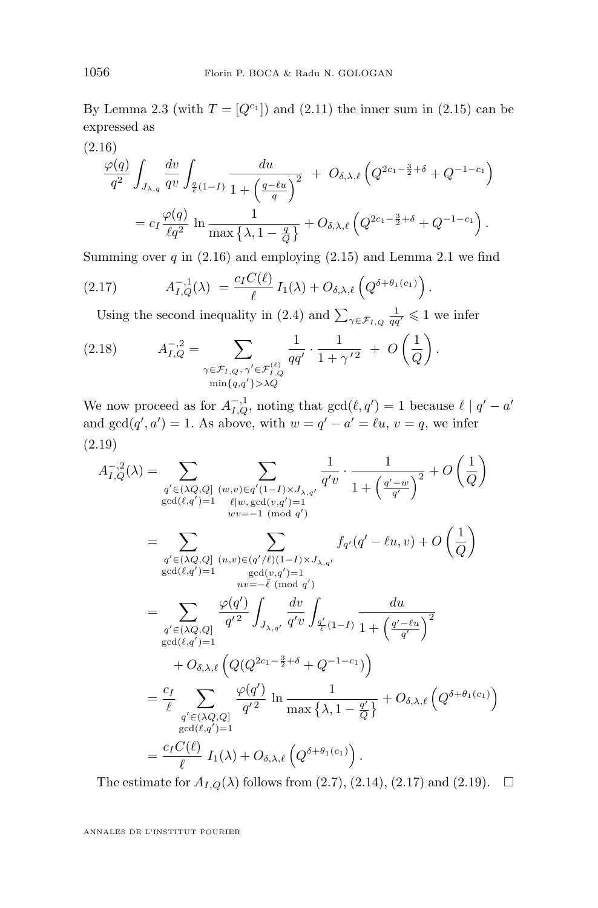By Lemma 2.3 (with $T = [Q^{c_1}]$) and (2.11) the inner sum in (2.15) can be expressed as

$$
\begin{aligned}
&\frac{\varphi(q)}{q^2} \int_{J_{\lambda,q}} \frac{dv}{qv} \int_{\frac{q}{\ell}(1-I)} \frac{du}{1+\left(\frac{q-\ell u}{q}\right)^2} \;+\; O_{\delta,\lambda,\ell}\left(Q^{2c_1-\frac{3}{2}+\delta}+Q^{-1-c_1}\right) \\
&\qquad = c_I \frac{\varphi(q)}{\ell q^2} \ln \frac{1}{\max\left\{\lambda, 1-\frac{q}{Q}\right\}} + O_{\delta,\lambda,\ell}\left(Q^{2c_1-\frac{3}{2}+\delta}+Q^{-1-c_1}\right).
\end{aligned}
\tag{2.16}
$$

Summing over $q$ in (2.16) and employing (2.15) and Lemma 2.1 we find

$$
A_{I,Q}^{-,1}(\lambda) \;=\frac{c_I C(\ell)}{\ell}\, I_1(\lambda) + O_{\delta,\lambda,\ell}\left(Q^{\delta+\theta_1(c_1)}\right). \tag{2.17}
$$

Using the second inequality in (2.4) and $\sum_{\gamma\in\mathcal{F}_{I,Q}} \frac{1}{qq'} \leqslant 1$ we infer

$$
A_{I,Q}^{-,2} = \sum_{\substack{\gamma\in\mathcal{F}_{I,Q},\, \gamma'\in\mathcal{F}_{I,Q}^{(\ell)} \\ \min\{q,q'\}>\lambda Q}} \frac{1}{qq'}\cdot\frac{1}{1+{\gamma'}^2} \;+\; O\left(\frac{1}{Q}\right). \tag{2.18}
$$

We now proceed as for $A_{I,Q}^{-,1}$, noting that $\gcd(\ell,q')=1$ because $\ell \mid q'-a'$ and $\gcd(q',a')=1$. As above, with $w=q'-a'=\ell u$, $v=q$, we infer

$$
\begin{aligned}
A_{I,Q}^{-,2}(\lambda) &= \sum_{\substack{q'\in(\lambda Q,Q] \\ \gcd(\ell,q')=1}} \; \sum_{\substack{(w,v)\in q'(1-I)\times J_{\lambda,q'} \\ \ell\mid w,\, \gcd(v,q')=1 \\ wv=-1 \pmod{q'}}} \frac{1}{q'v}\cdot\frac{1}{1+\left(\frac{q'-w}{q'}\right)^2} + O\left(\frac{1}{Q}\right) \\
&= \sum_{\substack{q'\in(\lambda Q,Q] \\ \gcd(\ell,q')=1}} \; \sum_{\substack{(u,v)\in(q'/\ell)(1-I)\times J_{\lambda,q'} \\ \gcd(v,q')=1 \\ uv=-\bar{\ell} \pmod{q'}}} f_{q'}(q'-\ell u, v) + O\left(\frac{1}{Q}\right) \\
&= \sum_{\substack{q'\in(\lambda Q,Q] \\ \gcd(\ell,q')=1}} \frac{\varphi(q')}{{q'}^2} \int_{J_{\lambda,q'}} \frac{dv}{q'v} \int_{\frac{q'}{\ell}(1-I)} \frac{du}{1+\left(\frac{q'-\ell u}{q'}\right)^2} \\
&\qquad + O_{\delta,\lambda,\ell}\left(Q(Q^{2c_1-\frac{3}{2}+\delta}+Q^{-1-c_1})\right) \\
&= \frac{c_I}{\ell} \sum_{\substack{q'\in(\lambda Q,Q] \\ \gcd(\ell,q')=1}} \frac{\varphi(q')}{{q'}^2} \ln\frac{1}{\max\left\{\lambda, 1-\frac{q'}{Q}\right\}} + O_{\delta,\lambda,\ell}\left(Q^{\delta+\theta_1(c_1)}\right) \\
&= \frac{c_I C(\ell)}{\ell}\; I_1(\lambda) + O_{\delta,\lambda,\ell}\left(Q^{\delta+\theta_1(c_1)}\right).
\end{aligned}
\tag{2.19}
$$

The estimate for $A_{I,Q}(\lambda)$ follows from (2.7), (2.14), (2.17) and (2.19). $\square$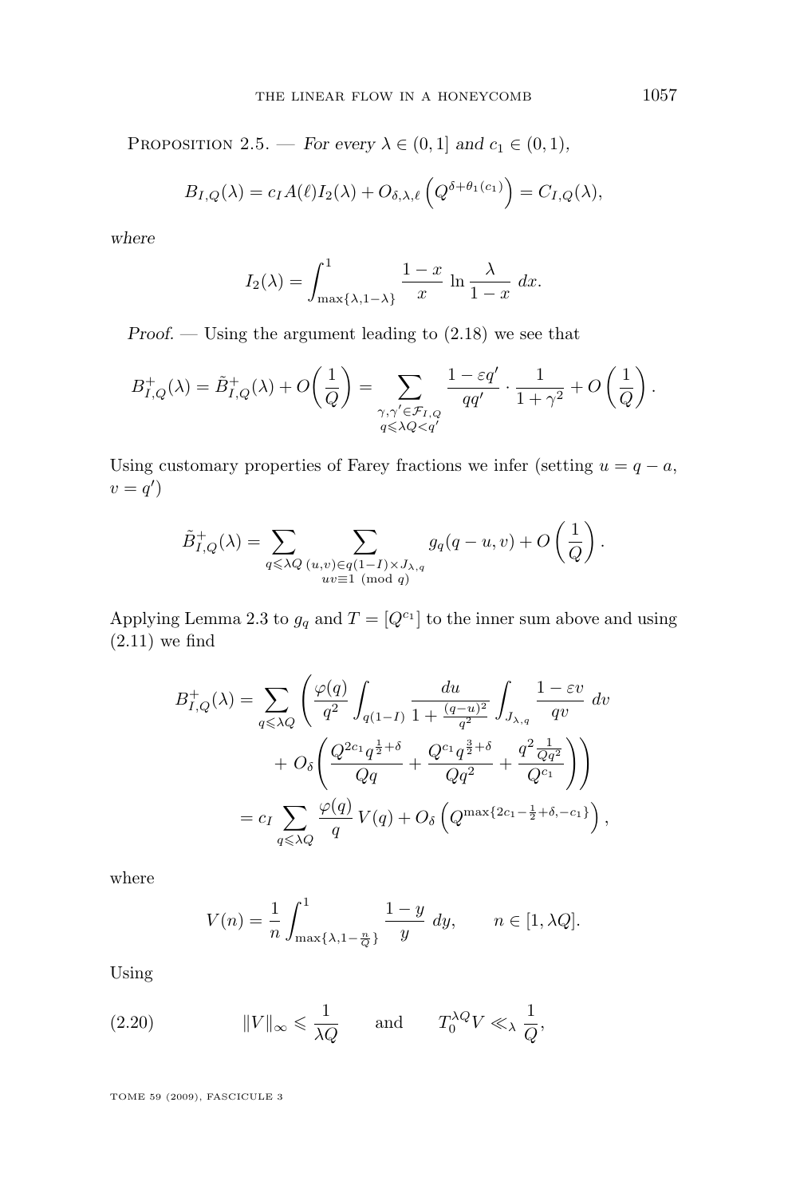Proposition 2.5. — *For every $\lambda \in (0,1]$ and $c_1 \in (0,1)$,*

$$B_{I,Q}(\lambda) = c_I A(\ell) I_2(\lambda) + O_{\delta,\lambda,\ell}\left(Q^{\delta+\theta_1(c_1)}\right) = C_{I,Q}(\lambda),$$

*where*

$$I_2(\lambda) = \int_{\max\{\lambda,1-\lambda\}}^{1} \frac{1-x}{x} \ln \frac{\lambda}{1-x}\, dx.$$

*Proof.* — Using the argument leading to (2.18) we see that

$$B^+_{I,Q}(\lambda) = \tilde{B}^+_{I,Q}(\lambda) + O\left(\frac{1}{Q}\right) = \sum_{\substack{\gamma,\gamma' \in \mathcal{F}_{I,Q} \\ q \leqslant \lambda Q < q'}} \frac{1-\varepsilon q'}{qq'} \cdot \frac{1}{1+\gamma^2} + O\left(\frac{1}{Q}\right).$$

Using customary properties of Farey fractions we infer (setting $u = q-a$, $v = q'$)

$$\tilde{B}^+_{I,Q}(\lambda) = \sum_{q \leqslant \lambda Q} \sum_{\substack{(u,v) \in q(1-I) \times J_{\lambda,q} \\ uv \equiv 1 \pmod{q}}} g_q(q-u,v) + O\left(\frac{1}{Q}\right).$$

Applying Lemma 2.3 to $g_q$ and $T = [Q^{c_1}]$ to the inner sum above and using (2.11) we find

$$\begin{aligned}
B^+_{I,Q}(\lambda) &= \sum_{q \leqslant \lambda Q} \Bigg( \frac{\varphi(q)}{q^2} \int_{q(1-I)} \frac{du}{1+\frac{(q-u)^2}{q^2}} \int_{J_{\lambda,q}} \frac{1-\varepsilon v}{qv}\, dv \\
&\qquad + O_\delta\bigg( \frac{Q^{2c_1} q^{\frac{1}{2}+\delta}}{Qq} + \frac{Q^{c_1} q^{\frac{3}{2}+\delta}}{Qq^2} + \frac{q^2 \frac{1}{Qq^2}}{Q^{c_1}} \bigg) \Bigg) \\
&= c_I \sum_{q \leqslant \lambda Q} \frac{\varphi(q)}{q}\, V(q) + O_\delta\left(Q^{\max\{2c_1 - \frac{1}{2}+\delta, -c_1\}}\right),
\end{aligned}$$

where

$$V(n) = \frac{1}{n} \int_{\max\{\lambda, 1-\frac{n}{Q}\}}^{1} \frac{1-y}{y}\, dy, \qquad n \in [1, \lambda Q].$$

Using

$$\|V\|_\infty \leqslant \frac{1}{\lambda Q} \qquad \text{and} \qquad T_0^{\lambda Q} V \ll_\lambda \frac{1}{Q}, \tag{2.20}$$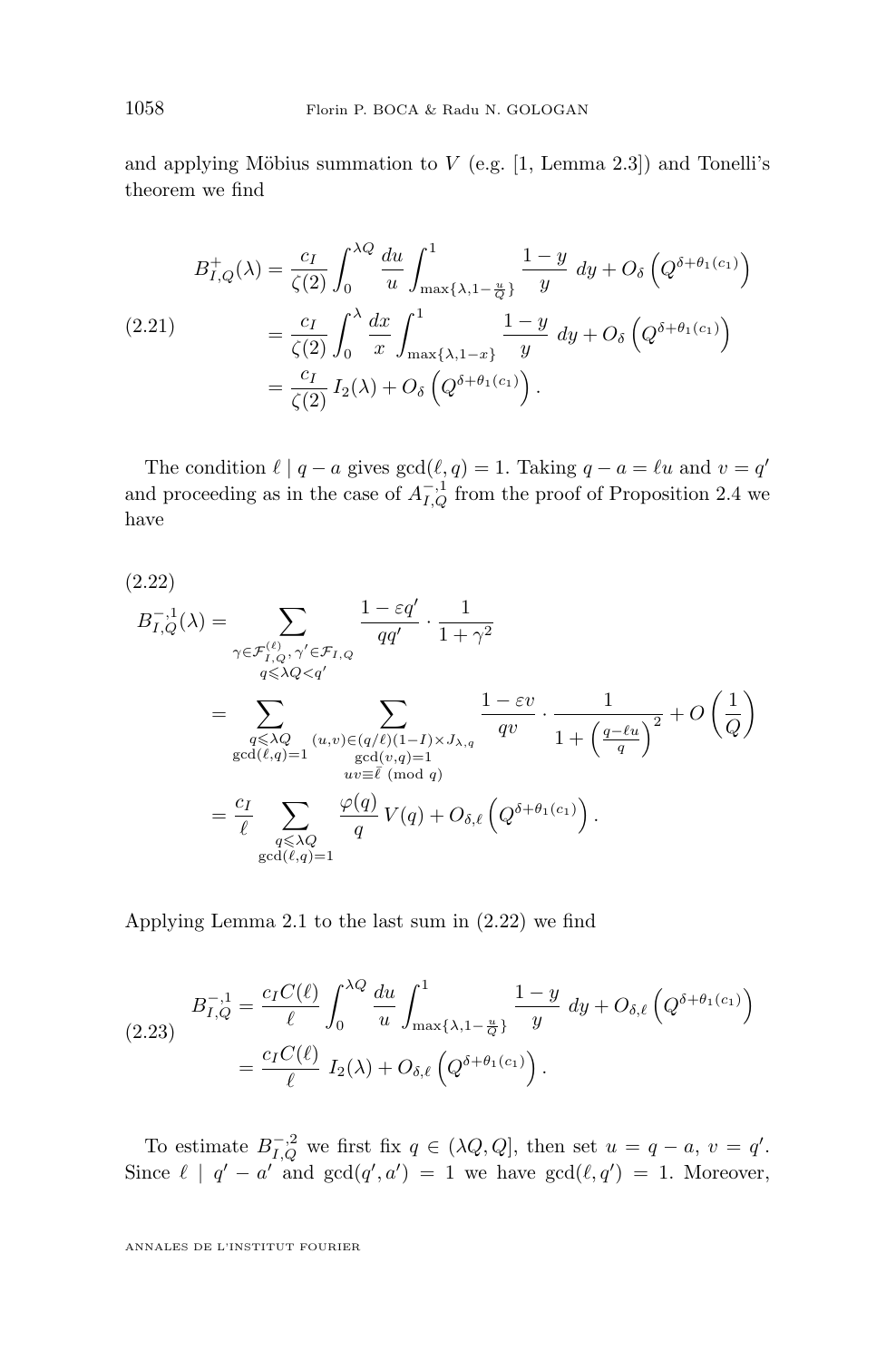and applying Möbius summation to $V$ (e.g. [1, Lemma 2.3]) and Tonelli's theorem we find

$$
\begin{aligned}
B^{+}_{I,Q}(\lambda) &= \frac{c_I}{\zeta(2)} \int_0^{\lambda Q} \frac{du}{u} \int_{\max\{\lambda, 1-\frac{u}{Q}\}}^{1} \frac{1-y}{y}\, dy + O_\delta\left(Q^{\delta+\theta_1(c_1)}\right) \\
&= \frac{c_I}{\zeta(2)} \int_0^{\lambda} \frac{dx}{x} \int_{\max\{\lambda, 1-x\}}^{1} \frac{1-y}{y}\, dy + O_\delta\left(Q^{\delta+\theta_1(c_1)}\right) \\
&= \frac{c_I}{\zeta(2)}\, I_2(\lambda) + O_\delta\left(Q^{\delta+\theta_1(c_1)}\right).
\end{aligned}
\tag{2.21}
$$

The condition $\ell \mid q-a$ gives $\gcd(\ell, q) = 1$. Taking $q - a = \ell u$ and $v = q'$ and proceeding as in the case of $A^{-,1}_{I,Q}$ from the proof of Proposition 2.4 we have

$$
\begin{aligned}
B^{-,1}_{I,Q}(\lambda) &= \sum_{\substack{\gamma \in \mathcal{F}^{(\ell)}_{I,Q},\, \gamma' \in \mathcal{F}_{I,Q} \\ q \leqslant \lambda Q < q'}} \frac{1-\varepsilon q'}{qq'} \cdot \frac{1}{1+\gamma^2} \\
&= \sum_{\substack{q \leqslant \lambda Q \\ \gcd(\ell,q)=1}} \sum_{\substack{(u,v) \in (q/\ell)(1-I) \times J_{\lambda,q} \\ \gcd(v,q)=1 \\ uv \equiv \bar{\ell} \pmod q}} \frac{1-\varepsilon v}{qv} \cdot \frac{1}{1+\left(\frac{q-\ell u}{q}\right)^2} + O\left(\frac{1}{Q}\right) \\
&= \frac{c_I}{\ell} \sum_{\substack{q \leqslant \lambda Q \\ \gcd(\ell,q)=1}} \frac{\varphi(q)}{q}\, V(q) + O_{\delta,\ell}\left(Q^{\delta+\theta_1(c_1)}\right).
\end{aligned}
\tag{2.22}
$$

Applying Lemma 2.1 to the last sum in (2.22) we find

$$
\begin{aligned}
B^{-,1}_{I,Q} &= \frac{c_I C(\ell)}{\ell} \int_0^{\lambda Q} \frac{du}{u} \int_{\max\{\lambda, 1-\frac{u}{Q}\}}^{1} \frac{1-y}{y}\, dy + O_{\delta,\ell}\left(Q^{\delta+\theta_1(c_1)}\right) \\
&= \frac{c_I C(\ell)}{\ell}\, I_2(\lambda) + O_{\delta,\ell}\left(Q^{\delta+\theta_1(c_1)}\right).
\end{aligned}
\tag{2.23}
$$

To estimate $B^{-,2}_{I,Q}$ we first fix $q \in (\lambda Q, Q]$, then set $u = q - a$, $v = q'$. Since $\ell \mid q' - a'$ and $\gcd(q', a') = 1$ we have $\gcd(\ell, q') = 1$. Moreover,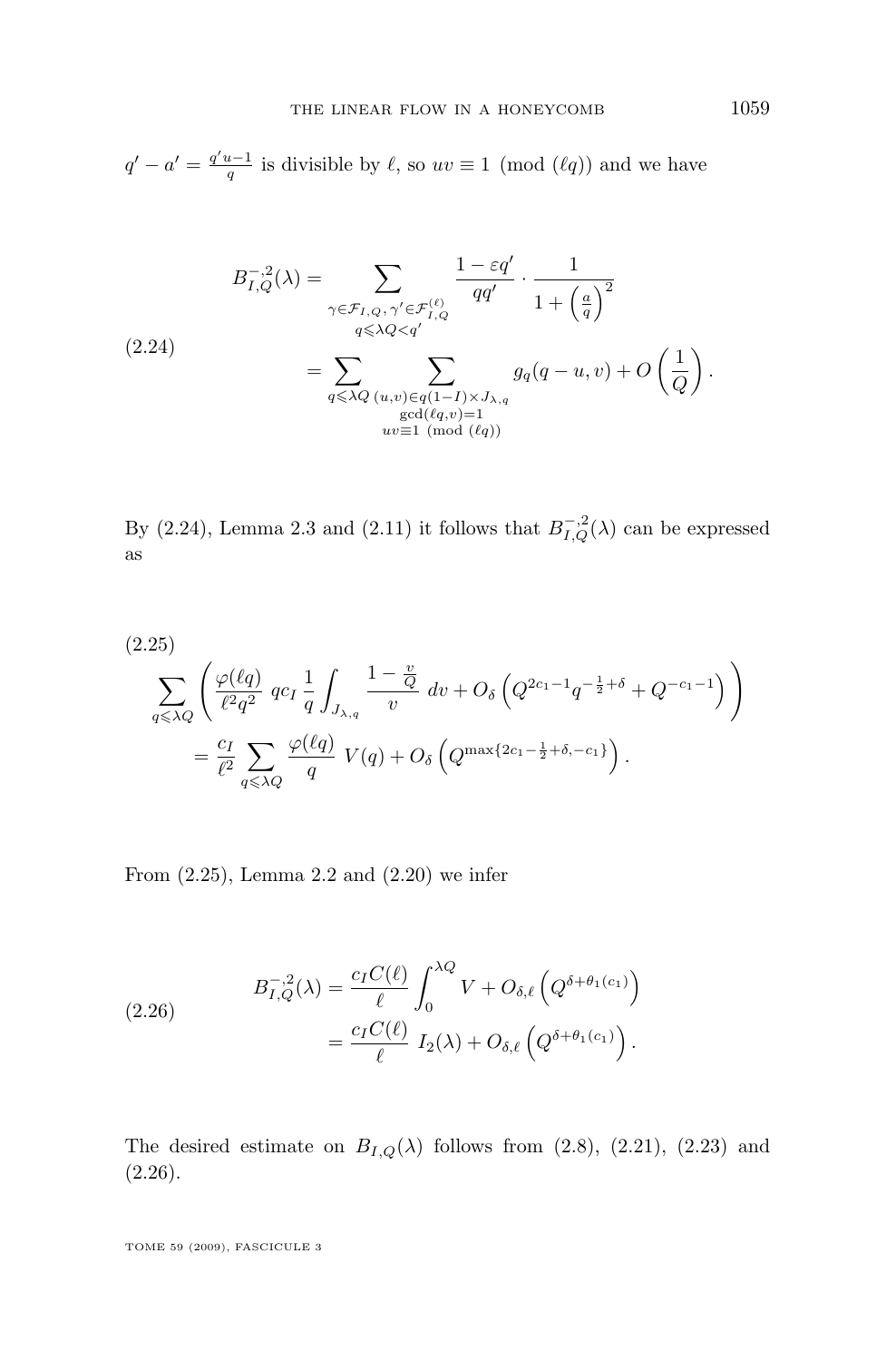$q' - a' = \frac{q'u-1}{q}$ is divisible by $\ell$, so $uv \equiv 1 \pmod{(\ell q)}$ and we have

$$
\begin{aligned}
B_{I,Q}^{-,2}(\lambda) &= \sum_{\substack{\gamma \in \mathcal{F}_{I,Q},\, \gamma' \in \mathcal{F}_{I,Q}^{(\ell)} \\ q \leqslant \lambda Q < q'}} \frac{1-\varepsilon q'}{qq'} \cdot \frac{1}{1+\left(\frac{a}{q}\right)^2} \\
&= \sum_{q \leqslant \lambda Q} \sum_{\substack{(u,v) \in q(1-I) \times J_{\lambda,q} \\ \gcd(\ell q, v)=1 \\ uv \equiv 1 \pmod{(\ell q)}}} g_q(q-u, v) + O\left(\frac{1}{Q}\right).
\end{aligned}
\tag{2.24}
$$

By (2.24), Lemma 2.3 and (2.11) it follows that $B_{I,Q}^{-,2}(\lambda)$ can be expressed as

$$
\begin{aligned}
&\sum_{q \leqslant \lambda Q} \left( \frac{\varphi(\ell q)}{\ell^2 q^2}\; q c_I \,\frac{1}{q} \int_{J_{\lambda,q}} \frac{1-\frac{v}{Q}}{v}\; dv + O_\delta\left(Q^{2c_1-1} q^{-\frac{1}{2}+\delta} + Q^{-c_1-1}\right) \right) \\
&\qquad = \frac{c_I}{\ell^2} \sum_{q \leqslant \lambda Q} \frac{\varphi(\ell q)}{q}\; V(q) + O_\delta\left(Q^{\max\{2c_1 - \frac{1}{2}+\delta, -c_1\}}\right).
\end{aligned}
\tag{2.25}
$$

From (2.25), Lemma 2.2 and (2.20) we infer

$$
\begin{aligned}
B_{I,Q}^{-,2}(\lambda) &= \frac{c_I C(\ell)}{\ell} \int_0^{\lambda Q} V + O_{\delta,\ell}\left(Q^{\delta+\theta_1(c_1)}\right) \\
&= \frac{c_I C(\ell)}{\ell}\; I_2(\lambda) + O_{\delta,\ell}\left(Q^{\delta+\theta_1(c_1)}\right).
\end{aligned}
\tag{2.26}
$$

The desired estimate on $B_{I,Q}(\lambda)$ follows from (2.8), (2.21), (2.23) and (2.26).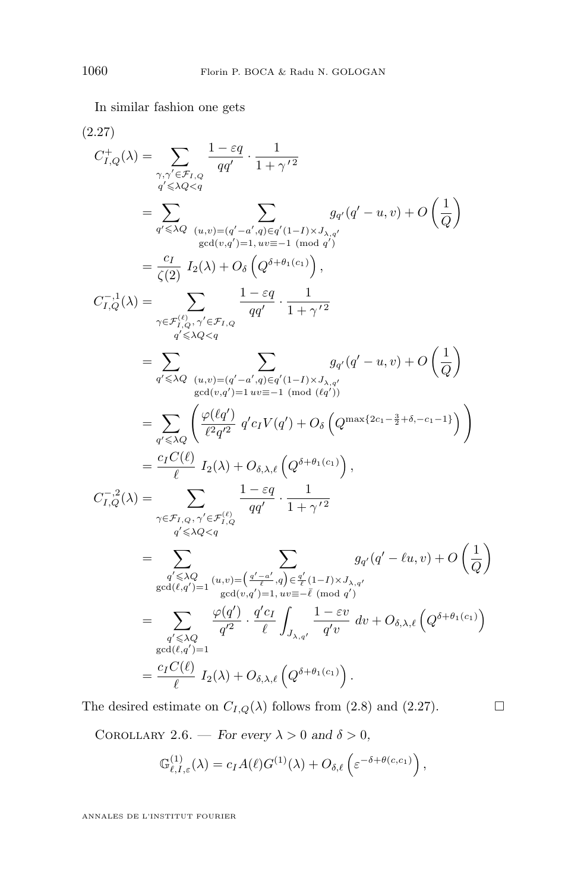In similar fashion one gets

(2.27)

$$
\begin{aligned}
C^{+}_{I,Q}(\lambda) &= \sum_{\substack{\gamma,\gamma'\in\mathcal{F}_{I,Q}\\ q'\leqslant \lambda Q<q}} \frac{1-\varepsilon q}{qq'}\cdot\frac{1}{1+\gamma'^{2}} \\
&= \sum_{q'\leqslant\lambda Q}\ \sum_{\substack{(u,v)=(q'-a',q)\in q'(1-I)\times J_{\lambda,q'}\\ \gcd(v,q')=1,\, uv\equiv -1 \pmod{q'}}} g_{q'}(q'-u,v) + O\left(\frac{1}{Q}\right) \\
&= \frac{c_I}{\zeta(2)}\ I_2(\lambda) + O_\delta\left(Q^{\delta+\theta_1(c_1)}\right), \\
C^{-,1}_{I,Q}(\lambda) &= \sum_{\substack{\gamma\in\mathcal{F}^{(\ell)}_{I,Q},\,\gamma'\in\mathcal{F}_{I,Q}\\ q'\leqslant\lambda Q<q}} \frac{1-\varepsilon q}{qq'}\cdot\frac{1}{1+\gamma'^{2}} \\
&= \sum_{q'\leqslant\lambda Q}\ \sum_{\substack{(u,v)=(q'-a',q)\in q'(1-I)\times J_{\lambda,q'}\\ \gcd(v,q')=1\, uv\equiv -1 \pmod{(\ell q')}}} g_{q'}(q'-u,v) + O\left(\frac{1}{Q}\right) \\
&= \sum_{q'\leqslant\lambda Q}\left(\frac{\varphi(\ell q')}{\ell^2 q'^2}\ q' c_I V(q') + O_\delta\left(Q^{\max\{2c_1-\frac{3}{2}+\delta,-c_1-1\}}\right)\right) \\
&= \frac{c_I C(\ell)}{\ell}\ I_2(\lambda) + O_{\delta,\lambda,\ell}\left(Q^{\delta+\theta_1(c_1)}\right), \\
C^{-,2}_{I,Q}(\lambda) &= \sum_{\substack{\gamma\in\mathcal{F}_{I,Q},\,\gamma'\in\mathcal{F}^{(\ell)}_{I,Q}\\ q'\leqslant\lambda Q<q}} \frac{1-\varepsilon q}{qq'}\cdot\frac{1}{1+\gamma'^{2}} \\
&= \sum_{\substack{q'\leqslant\lambda Q\\ \gcd(\ell,q')=1}}\ \sum_{\substack{(u,v)=\left(\frac{q'-a'}{\ell},q\right)\in\frac{q'}{\ell}(1-I)\times J_{\lambda,q'}\\ \gcd(v,q')=1,\, uv\equiv-\bar{\ell} \pmod{q'}}} g_{q'}(q'-\ell u,v) + O\left(\frac{1}{Q}\right) \\
&= \sum_{\substack{q'\leqslant\lambda Q\\ \gcd(\ell,q')=1}} \frac{\varphi(q')}{q'^2}\cdot\frac{q' c_I}{\ell}\int_{J_{\lambda,q'}} \frac{1-\varepsilon v}{q' v}\,dv + O_{\delta,\lambda,\ell}\left(Q^{\delta+\theta_1(c_1)}\right) \\
&= \frac{c_I C(\ell)}{\ell}\ I_2(\lambda) + O_{\delta,\lambda,\ell}\left(Q^{\delta+\theta_1(c_1)}\right).
\end{aligned}
$$

The desired estimate on $C_{I,Q}(\lambda)$ follows from (2.8) and (2.27). $\square$

Corollary 2.6. — *For every $\lambda>0$ and $\delta>0$,*

$$
\mathbb{G}^{(1)}_{\ell,I,\varepsilon}(\lambda) = c_I A(\ell) G^{(1)}(\lambda) + O_{\delta,\ell}\left(\varepsilon^{-\delta+\theta(c,c_1)}\right),
$$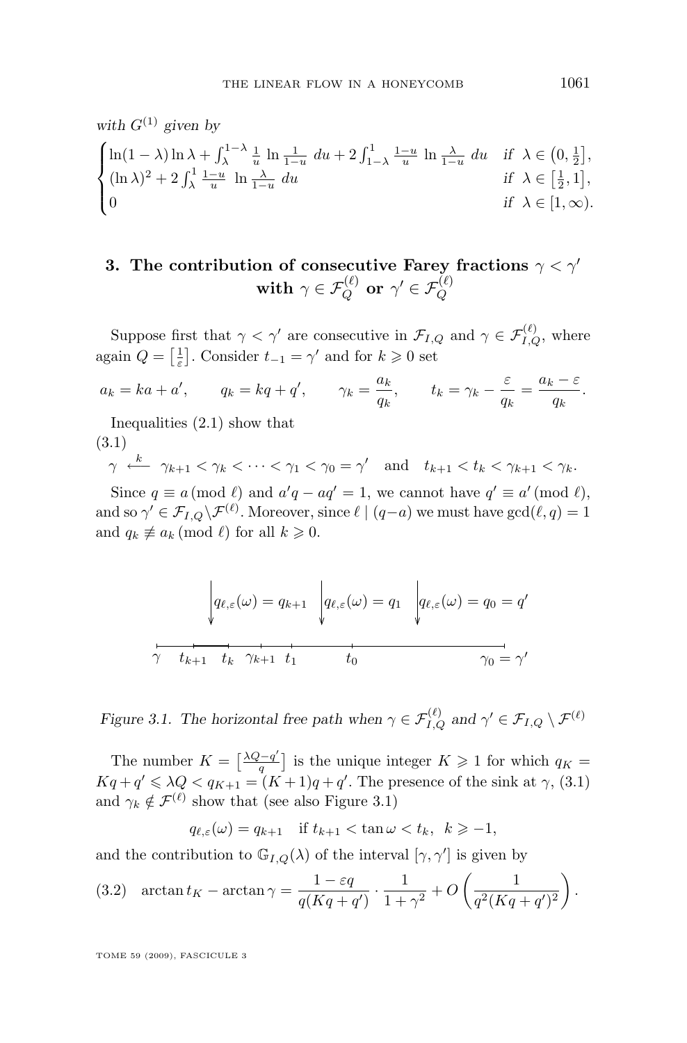*with $G^{(1)}$ given by*

$$\begin{cases} \ln(1-\lambda)\ln\lambda + \int_\lambda^{1-\lambda} \frac{1}{u}\ \ln\frac{1}{1-u}\ du + 2\int_{1-\lambda}^1 \frac{1-u}{u}\ \ln\frac{\lambda}{1-u}\ du & \text{if } \lambda\in\left(0,\frac{1}{2}\right], \\ (\ln\lambda)^2 + 2\int_\lambda^1 \frac{1-u}{u}\ \ln\frac{\lambda}{1-u}\ du & \text{if } \lambda\in\left[\frac{1}{2},1\right], \\ 0 & \text{if } \lambda\in[1,\infty). \end{cases}$$

## 3. The contribution of consecutive Farey fractions $\gamma < \gamma'$ with $\gamma \in \mathcal{F}_Q^{(\ell)}$ or $\gamma' \in \mathcal{F}_Q^{(\ell)}$

Suppose first that $\gamma < \gamma'$ are consecutive in $\mathcal{F}_{I,Q}$ and $\gamma \in \mathcal{F}_{I,Q}^{(\ell)}$, where again $Q = \left[\frac{1}{\varepsilon}\right]$. Consider $t_{-1} = \gamma'$ and for $k \geqslant 0$ set

$$a_k = ka + a', \qquad q_k = kq + q', \qquad \gamma_k = \frac{a_k}{q_k}, \qquad t_k = \gamma_k - \frac{\varepsilon}{q_k} = \frac{a_k - \varepsilon}{q_k}.$$

Inequalities (2.1) show that

(3.1)
$$\gamma \xleftarrow{\;k\;} \gamma_{k+1} < \gamma_k < \cdots < \gamma_1 < \gamma_0 = \gamma' \quad \text{and} \quad t_{k+1} < t_k < \gamma_{k+1} < \gamma_k.$$

Since $q \equiv a \pmod{\ell}$ and $a'q - aq' = 1$, we cannot have $q' \equiv a' \pmod{\ell}$, and so $\gamma' \in \mathcal{F}_{I,Q} \backslash \mathcal{F}^{(\ell)}$. Moreover, since $\ell \mid (q-a)$ we must have $\gcd(\ell, q) = 1$ and $q_k \not\equiv a_k \pmod{\ell}$ for all $k \geqslant 0$.

*Figure 3.1. The horizontal free path when $\gamma \in \mathcal{F}_{I,Q}^{(\ell)}$ and $\gamma' \in \mathcal{F}_{I,Q} \setminus \mathcal{F}^{(\ell)}$*

The number $K = \left[\frac{\lambda Q - q'}{q}\right]$ is the unique integer $K \geqslant 1$ for which $q_K = Kq + q' \leqslant \lambda Q < q_{K+1} = (K+1)q + q'$. The presence of the sink at $\gamma$, (3.1) and $\gamma_k \notin \mathcal{F}^{(\ell)}$ show that (see also Figure 3.1)

$$q_{\ell,\varepsilon}(\omega) = q_{k+1} \quad \text{if } t_{k+1} < \tan\omega < t_k, \;\; k \geqslant -1,$$

and the contribution to $\mathbb{G}_{I,Q}(\lambda)$ of the interval $[\gamma, \gamma']$ is given by

(3.2)
$$\arctan t_K - \arctan\gamma = \frac{1 - \varepsilon q}{q(Kq + q')} \cdot \frac{1}{1+\gamma^2} + O\left(\frac{1}{q^2(Kq+q')^2}\right).$$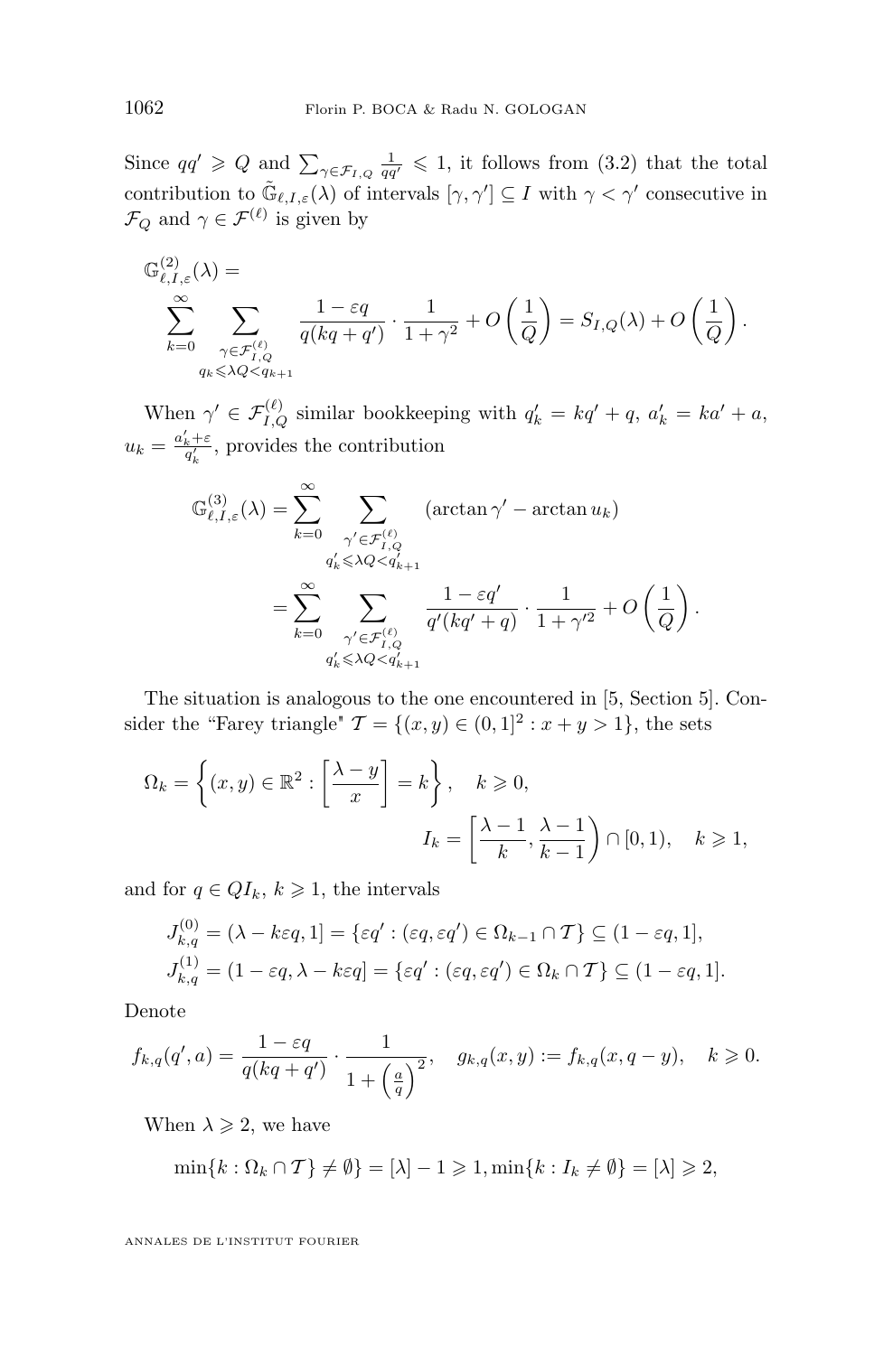Since $qq' \geqslant Q$ and $\sum_{\gamma \in \mathcal{F}_{I,Q}} \frac{1}{qq'} \leqslant 1$, it follows from (3.2) that the total contribution to $\tilde{\mathbb{G}}_{\ell,I,\varepsilon}(\lambda)$ of intervals $[\gamma,\gamma'] \subseteq I$ with $\gamma < \gamma'$ consecutive in $\mathcal{F}_Q$ and $\gamma \in \mathcal{F}^{(\ell)}$ is given by

$$
\mathbb{G}^{(2)}_{\ell,I,\varepsilon}(\lambda) = \sum_{k=0}^{\infty} \sum_{\substack{\gamma \in \mathcal{F}^{(\ell)}_{I,Q} \\ q_k \leqslant \lambda Q < q_{k+1}}} \frac{1-\varepsilon q}{q(kq+q')} \cdot \frac{1}{1+\gamma^2} + O\left(\frac{1}{Q}\right) = S_{I,Q}(\lambda) + O\left(\frac{1}{Q}\right).
$$

When $\gamma' \in \mathcal{F}^{(\ell)}_{I,Q}$ similar bookkeeping with $q'_k = kq' + q$, $a'_k = ka' + a$, $u_k = \frac{a'_k + \varepsilon}{q'_k}$, provides the contribution

$$
\begin{aligned}
\mathbb{G}^{(3)}_{\ell,I,\varepsilon}(\lambda) &= \sum_{k=0}^{\infty} \sum_{\substack{\gamma' \in \mathcal{F}^{(\ell)}_{I,Q} \\ q'_k \leqslant \lambda Q < q'_{k+1}}} (\arctan \gamma' - \arctan u_k) \\
&= \sum_{k=0}^{\infty} \sum_{\substack{\gamma' \in \mathcal{F}^{(\ell)}_{I,Q} \\ q'_k \leqslant \lambda Q < q'_{k+1}}} \frac{1-\varepsilon q'}{q'(kq'+q)} \cdot \frac{1}{1+\gamma'^2} + O\left(\frac{1}{Q}\right).
\end{aligned}
$$

The situation is analogous to the one encountered in [5, Section 5]. Consider the "Farey triangle" $\mathcal{T} = \{(x,y) \in (0,1]^2 : x+y > 1\}$, the sets

$$
\Omega_k = \left\{ (x,y) \in \mathbb{R}^2 : \left[\frac{\lambda - y}{x}\right] = k \right\}, \quad k \geqslant 0,
$$

$$
I_k = \left[\frac{\lambda-1}{k}, \frac{\lambda-1}{k-1}\right) \cap [0,1), \quad k \geqslant 1,
$$

and for $q \in QI_k$, $k \geqslant 1$, the intervals

$$
\begin{aligned}
J^{(0)}_{k,q} &= (\lambda - k\varepsilon q, 1] = \{\varepsilon q' : (\varepsilon q, \varepsilon q') \in \Omega_{k-1} \cap \mathcal{T}\} \subseteq (1-\varepsilon q, 1], \\
J^{(1)}_{k,q} &= (1-\varepsilon q, \lambda - k\varepsilon q] = \{\varepsilon q' : (\varepsilon q, \varepsilon q') \in \Omega_k \cap \mathcal{T}\} \subseteq (1-\varepsilon q, 1].
\end{aligned}
$$

Denote

$$
f_{k,q}(q', a) = \frac{1-\varepsilon q}{q(kq+q')} \cdot \frac{1}{1+\left(\frac{a}{q}\right)^2}, \quad g_{k,q}(x,y) := f_{k,q}(x, q-y), \quad k \geqslant 0.
$$

When $\lambda \geqslant 2$, we have

$$
\min\{k : \Omega_k \cap \mathcal{T} \neq \emptyset\} = [\lambda] - 1 \geqslant 1, \min\{k : I_k \neq \emptyset\} = [\lambda] \geqslant 2,
$$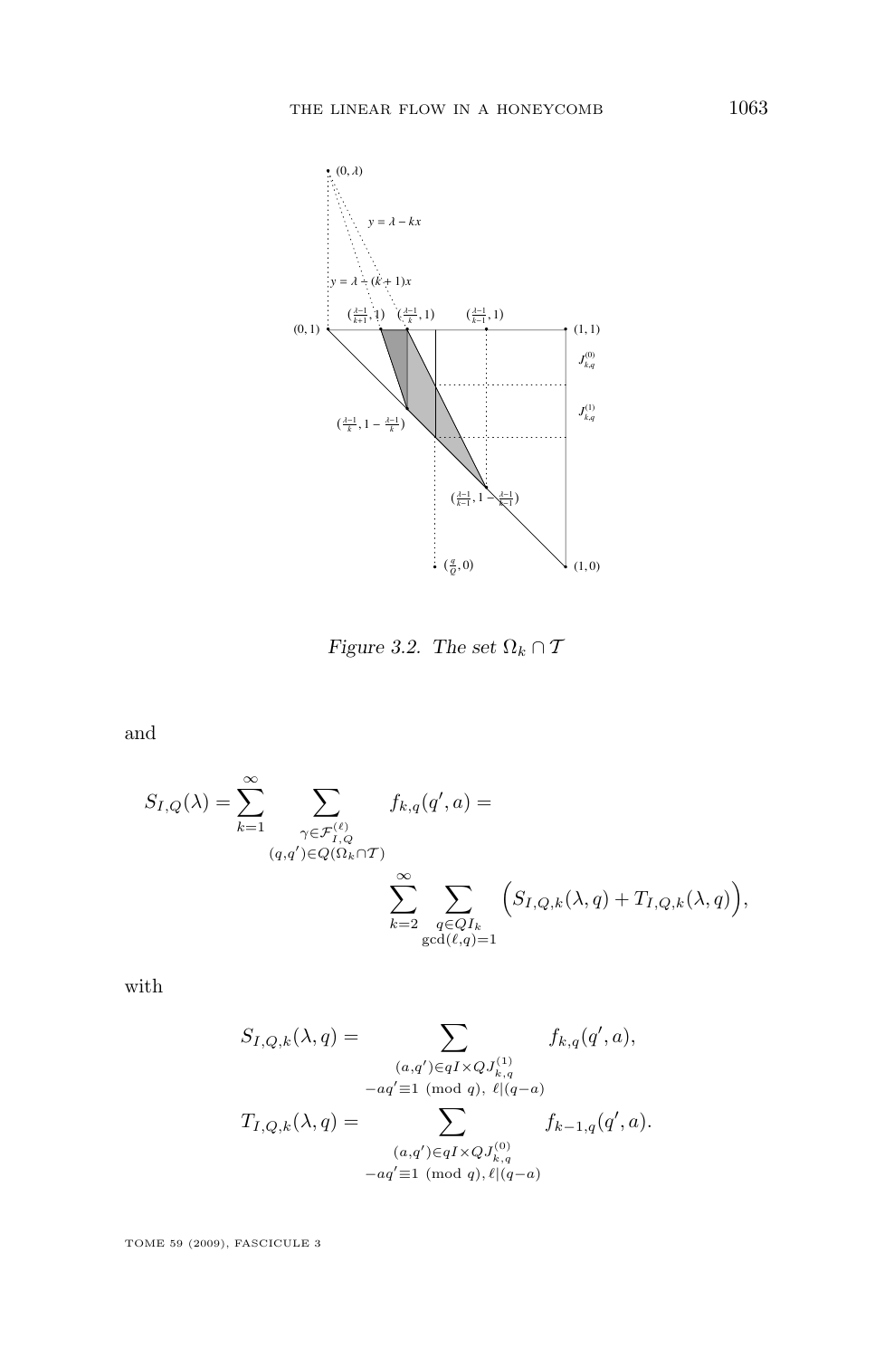Figure 3.2. The set $\Omega_k \cap \mathcal{T}$

and

$$S_{I,Q}(\lambda) = \sum_{k=1}^{\infty} \sum_{\substack{\gamma \in \mathcal{F}_{I,Q}^{(\ell)} \\ (q,q') \in Q(\Omega_k \cap \mathcal{T})}} f_{k,q}(q',a) = \sum_{k=2}^{\infty} \sum_{\substack{q \in QI_k \\ \gcd(\ell,q)=1}} \Big( S_{I,Q,k}(\lambda,q) + T_{I,Q,k}(\lambda,q) \Big),$$

with

$$S_{I,Q,k}(\lambda,q) = \sum_{\substack{(a,q') \in qI \times QJ_{k,q}^{(1)} \\ -aq' \equiv 1 \pmod{q},\ \ell | (q-a)}} f_{k,q}(q',a),$$

$$T_{I,Q,k}(\lambda,q) = \sum_{\substack{(a,q') \in qI \times QJ_{k,q}^{(0)} \\ -aq' \equiv 1 \pmod{q},\ \ell | (q-a)}} f_{k-1,q}(q',a).$$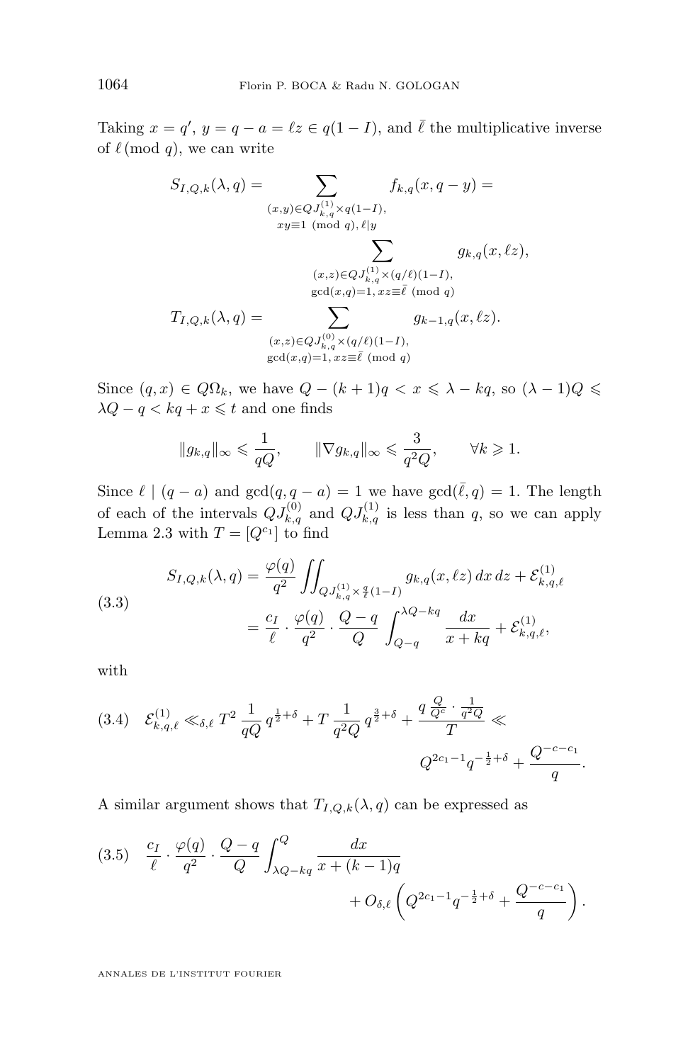Taking $x = q'$, $y = q - a = \ell z \in q(1-I)$, and $\bar{\ell}$ the multiplicative inverse of $\ell \,(\bmod\, q)$, we can write

$$S_{I,Q,k}(\lambda,q) = \sum_{\substack{(x,y)\in QJ^{(1)}_{k,q}\times q(1-I),\\ xy\equiv 1 \pmod q,\, \ell | y}} f_{k,q}(x,q-y) = \sum_{\substack{(x,z)\in QJ^{(1)}_{k,q}\times (q/\ell)(1-I),\\ \gcd(x,q)=1,\, xz\equiv \bar{\ell} \pmod q}} g_{k,q}(x,\ell z),$$

$$T_{I,Q,k}(\lambda,q) = \sum_{\substack{(x,z)\in QJ^{(0)}_{k,q}\times (q/\ell)(1-I),\\ \gcd(x,q)=1,\, xz\equiv \bar{\ell} \pmod q}} g_{k-1,q}(x,\ell z).$$

Since $(q,x) \in Q\Omega_k$, we have $Q-(k+1)q < x \leqslant \lambda - kq$, so $(\lambda-1)Q \leqslant \lambda Q - q < kq + x \leqslant t$ and one finds

$$\|g_{k,q}\|_\infty \leqslant \frac{1}{qQ}, \qquad \|\nabla g_{k,q}\|_\infty \leqslant \frac{3}{q^2 Q}, \qquad \forall k \geqslant 1.$$

Since $\ell \mid (q-a)$ and $\gcd(q, q-a) = 1$ we have $\gcd(\bar{\ell}, q) = 1$. The length of each of the intervals $QJ^{(0)}_{k,q}$ and $QJ^{(1)}_{k,q}$ is less than $q$, so we can apply Lemma 2.3 with $T = [Q^{c_1}]$ to find

$$\begin{aligned} S_{I,Q,k}(\lambda,q) &= \frac{\varphi(q)}{q^2} \iint_{QJ^{(1)}_{k,q}\times \frac{q}{\ell}(1-I)} g_{k,q}(x,\ell z)\,dx\,dz + \mathcal{E}^{(1)}_{k,q,\ell} \\ &= \frac{c_I}{\ell}\cdot \frac{\varphi(q)}{q^2}\cdot \frac{Q-q}{Q} \int_{Q-q}^{\lambda Q - kq} \frac{dx}{x+kq} + \mathcal{E}^{(1)}_{k,q,\ell}, \end{aligned} \tag{3.3}$$

with

$$\mathcal{E}^{(1)}_{k,q,\ell} \ll_{\delta,\ell} T^2 \frac{1}{qQ} q^{\frac12+\delta} + T\frac{1}{q^2 Q} q^{\frac32+\delta} + \frac{q\,\frac{Q}{Q^c}\cdot \frac{1}{q^2 Q}}{T} \ll Q^{2c_1-1} q^{-\frac12+\delta} + \frac{Q^{-c-c_1}}{q}. \tag{3.4}$$

A similar argument shows that $T_{I,Q,k}(\lambda,q)$ can be expressed as

$$\frac{c_I}{\ell}\cdot\frac{\varphi(q)}{q^2}\cdot\frac{Q-q}{Q}\int_{\lambda Q - kq}^{Q} \frac{dx}{x+(k-1)q} + O_{\delta,\ell}\left(Q^{2c_1-1}q^{-\frac12+\delta} + \frac{Q^{-c-c_1}}{q}\right). \tag{3.5}$$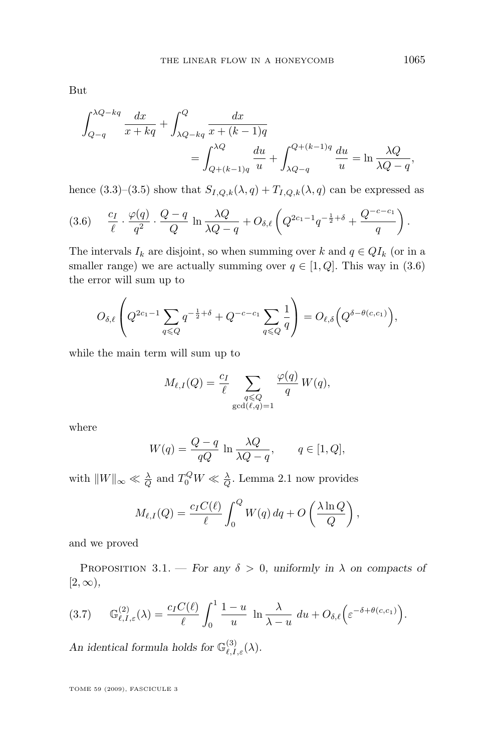But

$$\int_{Q-q}^{\lambda Q-kq} \frac{dx}{x+kq} + \int_{\lambda Q-kq}^{Q} \frac{dx}{x+(k-1)q} = \int_{Q+(k-1)q}^{\lambda Q} \frac{du}{u} + \int_{\lambda Q-q}^{Q+(k-1)q} \frac{du}{u} = \ln \frac{\lambda Q}{\lambda Q - q},$$

hence (3.3)–(3.5) show that $S_{I,Q,k}(\lambda,q)+T_{I,Q,k}(\lambda,q)$ can be expressed as

$$\frac{c_I}{\ell} \cdot \frac{\varphi(q)}{q^2} \cdot \frac{Q-q}{Q} \ln \frac{\lambda Q}{\lambda Q - q} + O_{\delta,\ell}\left( Q^{2c_1-1} q^{-\frac{1}{2}+\delta} + \frac{Q^{-c-c_1}}{q} \right). \tag{3.6}$$

The intervals $I_k$ are disjoint, so when summing over $k$ and $q \in QI_k$ (or in a smaller range) we are actually summing over $q \in [1,Q]$. This way in (3.6) the error will sum up to

$$O_{\delta,\ell}\left( Q^{2c_1-1} \sum_{q \leqslant Q} q^{-\frac{1}{2}+\delta} + Q^{-c-c_1} \sum_{q \leqslant Q} \frac{1}{q} \right) = O_{\ell,\delta}\Big( Q^{\delta - \theta(c,c_1)} \Big),$$

while the main term will sum up to

$$M_{\ell,I}(Q) = \frac{c_I}{\ell} \sum_{\substack{q \leqslant Q \\ \gcd(\ell,q)=1}} \frac{\varphi(q)}{q} W(q),$$

where

$$W(q) = \frac{Q-q}{qQ} \ln \frac{\lambda Q}{\lambda Q - q}, \qquad q \in [1,Q],$$

with $\|W\|_\infty \ll \frac{\lambda}{Q}$ and $T_0^Q W \ll \frac{\lambda}{Q}$. Lemma 2.1 now provides

$$M_{\ell,I}(Q) = \frac{c_I C(\ell)}{\ell} \int_0^Q W(q)\, dq + O\left( \frac{\lambda \ln Q}{Q} \right),$$

and we proved

Proposition 3.1. — *For any $\delta > 0$, uniformly in $\lambda$ on compacts of $[2,\infty)$,*

$$\mathbb{G}^{(2)}_{\ell,I,\varepsilon}(\lambda) = \frac{c_I C(\ell)}{\ell} \int_0^1 \frac{1-u}{u} \ln \frac{\lambda}{\lambda - u}\, du + O_{\delta,\ell}\Big( \varepsilon^{-\delta + \theta(c,c_1)} \Big). \tag{3.7}$$

*An identical formula holds for $\mathbb{G}^{(3)}_{\ell,I,\varepsilon}(\lambda)$.*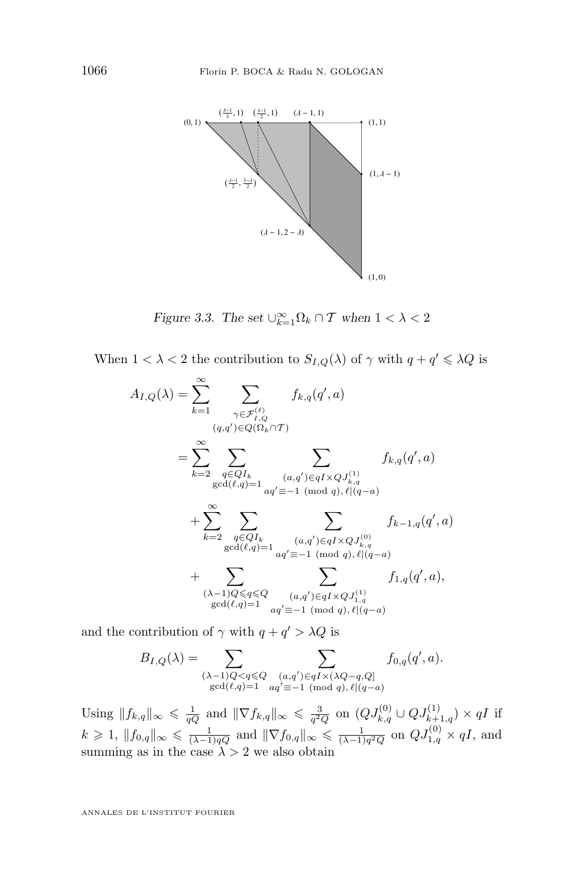*Figure 3.3. The set $\cup_{k=1}^{\infty}\Omega_k \cap \mathcal{T}$ when $1<\lambda<2$*

When $1<\lambda<2$ the contribution to $S_{I,Q}(\lambda)$ of $\gamma$ with $q+q'\leqslant \lambda Q$ is

$$
\begin{aligned}
A_{I,Q}(\lambda) &= \sum_{k=1}^{\infty} \sum_{\substack{\gamma\in\mathcal{F}_{I,Q}^{(\ell)} \\ (q,q')\in Q(\Omega_k\cap\mathcal{T})}} f_{k,q}(q',a) \\
&= \sum_{k=2}^{\infty} \sum_{\substack{q\in QI_k \\ \gcd(\ell,q)=1}} \sum_{\substack{(a,q')\in qI\times QJ_{k,q}^{(1)} \\ aq'\equiv -1 \ (\mathrm{mod}\ q),\, \ell|(q-a)}} f_{k,q}(q',a) \\
&\quad + \sum_{k=2}^{\infty} \sum_{\substack{q\in QI_k \\ \gcd(\ell,q)=1}} \sum_{\substack{(a,q')\in qI\times QJ_{k,q}^{(0)} \\ aq'\equiv -1 \ (\mathrm{mod}\ q),\, \ell|(q-a)}} f_{k-1,q}(q',a) \\
&\quad + \sum_{\substack{(\lambda-1)Q\leqslant q\leqslant Q \\ \gcd(\ell,q)=1}} \sum_{\substack{(a,q')\in qI\times QJ_{1,q}^{(1)} \\ aq'\equiv -1 \ (\mathrm{mod}\ q),\, \ell|(q-a)}} f_{1,q}(q',a),
\end{aligned}
$$

and the contribution of $\gamma$ with $q+q'>\lambda Q$ is

$$
B_{I,Q}(\lambda) = \sum_{\substack{(\lambda-1)Q<q\leqslant Q \\ \gcd(\ell,q)=1}} \sum_{\substack{(a,q')\in qI\times(\lambda Q-q,Q] \\ aq'\equiv -1 \ (\mathrm{mod}\ q),\, \ell|(q-a)}} f_{0,q}(q',a).
$$

Using $\|f_{k,q}\|_\infty \leqslant \frac{1}{qQ}$ and $\|\nabla f_{k,q}\|_\infty \leqslant \frac{3}{q^2 Q}$ on $(QJ_{k,q}^{(0)}\cup QJ_{k+1,q}^{(1)})\times qI$ if $k\geqslant 1$, $\|f_{0,q}\|_\infty \leqslant \frac{1}{(\lambda-1)qQ}$ and $\|\nabla f_{0,q}\|_\infty \leqslant \frac{1}{(\lambda-1)q^2Q}$ on $QJ_{1,q}^{(0)}\times qI$, and summing as in the case $\lambda>2$ we also obtain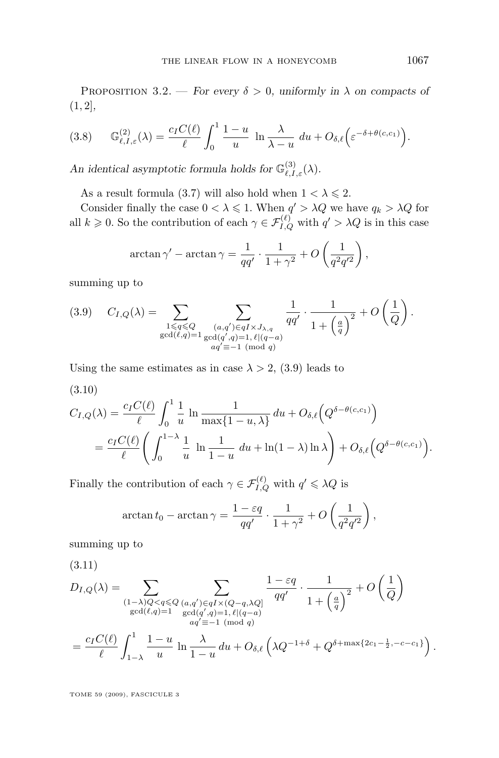Proposition 3.2. — *For every $\delta > 0$, uniformly in $\lambda$ on compacts of $(1,2]$,*

$$\mathbb{G}^{(2)}_{\ell,I,\varepsilon}(\lambda) = \frac{c_I C(\ell)}{\ell} \int_0^1 \frac{1-u}{u} \ \ln \frac{\lambda}{\lambda - u} \ du + O_{\delta,\ell}\Big(\varepsilon^{-\delta+\theta(c,c_1)}\Big). \tag{3.8}$$

*An identical asymptotic formula holds for $\mathbb{G}^{(3)}_{\ell,I,\varepsilon}(\lambda)$.*

As a result formula (3.7) will also hold when $1 < \lambda \leqslant 2$.

Consider finally the case $0 < \lambda \leqslant 1$. When $q' > \lambda Q$ we have $q_k > \lambda Q$ for all $k \geqslant 0$. So the contribution of each $\gamma \in \mathcal{F}^{(\ell)}_{I,Q}$ with $q' > \lambda Q$ is in this case

$$\arctan \gamma' - \arctan \gamma = \frac{1}{qq'} \cdot \frac{1}{1+\gamma^2} + O\left(\frac{1}{q^2 q'^2}\right),$$

summing up to

$$C_{I,Q}(\lambda) = \sum_{\substack{1 \leqslant q \leqslant Q \\ \gcd(\ell,q)=1}} \ \sum_{\substack{(a,q') \in qI \times J_{\lambda,q} \\ \gcd(q',q)=1,\, \ell | (q-a) \\ aq' \equiv -1 \pmod q}} \frac{1}{qq'} \cdot \frac{1}{1+\left(\frac{a}{q}\right)^2} + O\left(\frac{1}{Q}\right). \tag{3.9}$$

Using the same estimates as in case $\lambda > 2$, (3.9) leads to

$$\begin{aligned}
C_{I,Q}(\lambda) &= \frac{c_I C(\ell)}{\ell} \int_0^1 \frac{1}{u} \ \ln \frac{1}{\max\{1-u, \lambda\}} \, du + O_{\delta,\ell}\Big(Q^{\delta-\theta(c,c_1)}\Big) \\
&= \frac{c_I C(\ell)}{\ell} \left( \int_0^{1-\lambda} \frac{1}{u} \ \ln \frac{1}{1-u} \ du + \ln(1-\lambda) \ln \lambda \right) + O_{\delta,\ell}\Big(Q^{\delta-\theta(c,c_1)}\Big).
\end{aligned} \tag{3.10}$$

Finally the contribution of each $\gamma \in \mathcal{F}^{(\ell)}_{I,Q}$ with $q' \leqslant \lambda Q$ is

$$\arctan t_0 - \arctan \gamma = \frac{1-\varepsilon q}{qq'} \cdot \frac{1}{1+\gamma^2} + O\left(\frac{1}{q^2 q'^2}\right),$$

summing up to

$$\begin{aligned}
D_{I,Q}(\lambda) &= \sum_{\substack{(1-\lambda)Q < q \leqslant Q \\ \gcd(\ell,q)=1}} \ \sum_{\substack{(a,q') \in qI \times (Q-q, \lambda Q] \\ \gcd(q',q)=1,\, \ell | (q-a) \\ aq' \equiv -1 \pmod q}} \frac{1-\varepsilon q}{qq'} \cdot \frac{1}{1+\left(\frac{a}{q}\right)^2} + O\left(\frac{1}{Q}\right) \\
&= \frac{c_I C(\ell)}{\ell} \int_{1-\lambda}^1 \frac{1-u}{u} \ln \frac{\lambda}{1-u} \, du + O_{\delta,\ell}\left( \lambda Q^{-1+\delta} + Q^{\delta + \max\{2c_1 - \frac{1}{2}, -c-c_1\}} \right).
\end{aligned} \tag{3.11}$$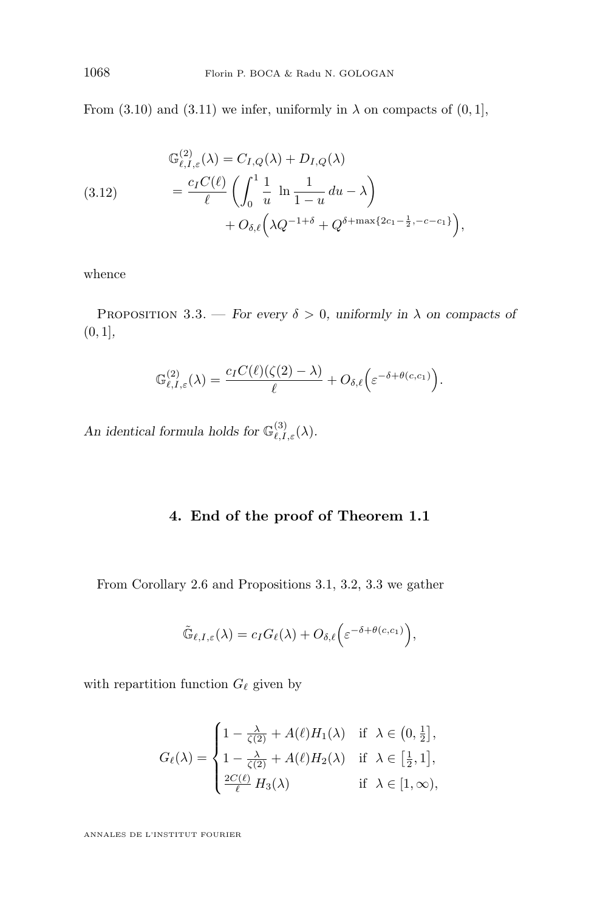From (3.10) and (3.11) we infer, uniformly in $\lambda$ on compacts of $(0,1]$,

$$
\begin{aligned}
\mathbb{G}^{(2)}_{\ell,I,\varepsilon}(\lambda) &= C_{I,Q}(\lambda) + D_{I,Q}(\lambda) \\
&= \frac{c_I C(\ell)}{\ell} \left( \int_0^1 \frac{1}{u} \ \ln \frac{1}{1-u}\, du - \lambda \right) \\
&\qquad + O_{\delta,\ell}\Big( \lambda Q^{-1+\delta} + Q^{\delta + \max\{2c_1 - \frac{1}{2}, -c - c_1\}} \Big),
\end{aligned}
\tag{3.12}
$$

whence

Proposition 3.3. — *For every $\delta > 0$, uniformly in $\lambda$ on compacts of $(0,1]$,*

$$
\mathbb{G}^{(2)}_{\ell,I,\varepsilon}(\lambda) = \frac{c_I C(\ell)(\zeta(2) - \lambda)}{\ell} + O_{\delta,\ell}\Big( \varepsilon^{-\delta + \theta(c,c_1)} \Big).
$$

*An identical formula holds for $\mathbb{G}^{(3)}_{\ell,I,\varepsilon}(\lambda)$.*

## 4. End of the proof of Theorem 1.1

From Corollary 2.6 and Propositions 3.1, 3.2, 3.3 we gather

$$
\tilde{\mathbb{G}}_{\ell,I,\varepsilon}(\lambda) = c_I G_\ell(\lambda) + O_{\delta,\ell}\Big( \varepsilon^{-\delta + \theta(c,c_1)} \Big),
$$

with repartition function $G_\ell$ given by

$$
G_\ell(\lambda) = \begin{cases}
1 - \frac{\lambda}{\zeta(2)} + A(\ell) H_1(\lambda) & \text{if } \ \lambda \in \left(0, \frac{1}{2}\right], \\
1 - \frac{\lambda}{\zeta(2)} + A(\ell) H_2(\lambda) & \text{if } \ \lambda \in \left[\frac{1}{2}, 1\right], \\
\frac{2C(\ell)}{\ell}\, H_3(\lambda) & \text{if } \ \lambda \in [1, \infty),
\end{cases}
$$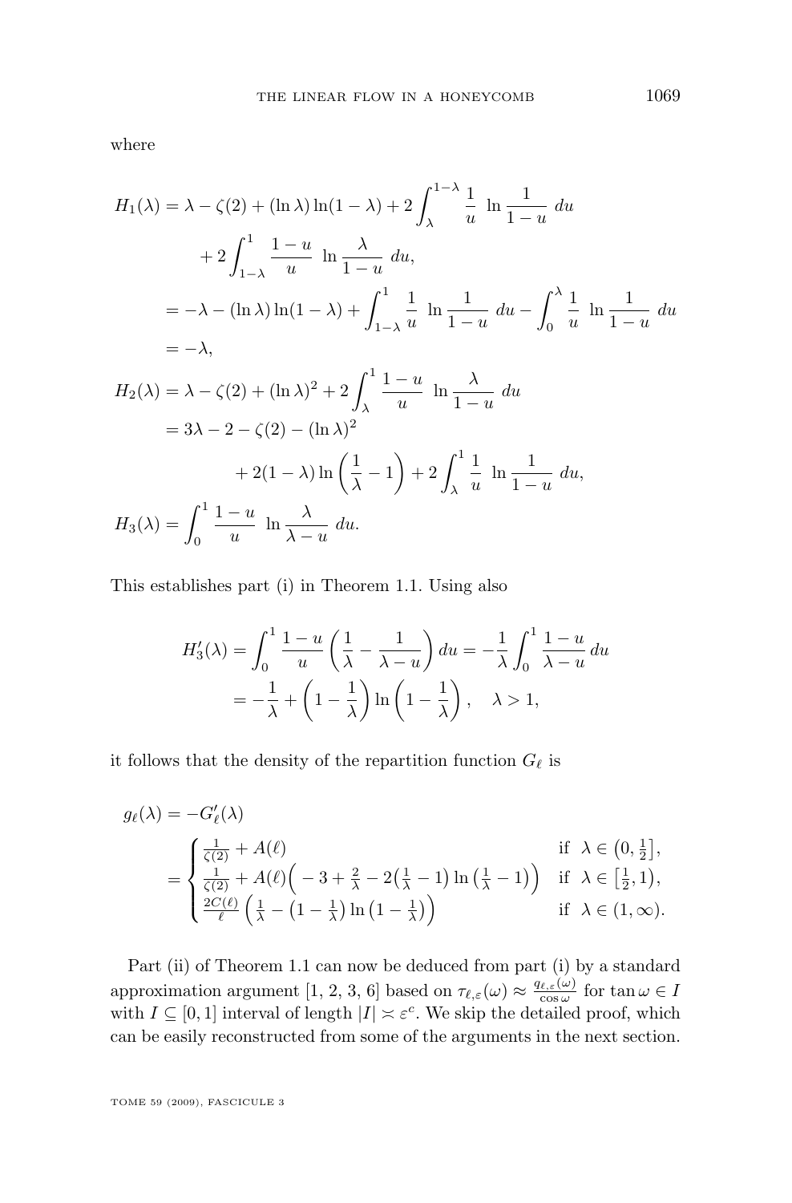where

$$
\begin{aligned}
H_1(\lambda) &= \lambda - \zeta(2) + (\ln\lambda)\ln(1-\lambda) + 2\int_{\lambda}^{1-\lambda} \frac{1}{u}\ \ln\frac{1}{1-u}\ du \\
&\qquad + 2\int_{1-\lambda}^{1} \frac{1-u}{u}\ \ln\frac{\lambda}{1-u}\ du, \\
&= -\lambda - (\ln\lambda)\ln(1-\lambda) + \int_{1-\lambda}^{1} \frac{1}{u}\ \ln\frac{1}{1-u}\ du - \int_{0}^{\lambda} \frac{1}{u}\ \ln\frac{1}{1-u}\ du \\
&= -\lambda, \\
H_2(\lambda) &= \lambda - \zeta(2) + (\ln\lambda)^2 + 2\int_{\lambda}^{1} \frac{1-u}{u}\ \ln\frac{\lambda}{1-u}\ du \\
&= 3\lambda - 2 - \zeta(2) - (\ln\lambda)^2 \\
&\qquad\qquad + 2(1-\lambda)\ln\left(\frac{1}{\lambda}-1\right) + 2\int_{\lambda}^{1} \frac{1}{u}\ \ln\frac{1}{1-u}\ du, \\
H_3(\lambda) &= \int_{0}^{1} \frac{1-u}{u}\ \ln\frac{\lambda}{\lambda-u}\ du.
\end{aligned}
$$

This establishes part (i) in Theorem 1.1. Using also

$$
\begin{aligned}
H_3'(\lambda) &= \int_0^1 \frac{1-u}{u}\left(\frac{1}{\lambda} - \frac{1}{\lambda-u}\right) du = -\frac{1}{\lambda}\int_0^1 \frac{1-u}{\lambda-u}\, du \\
&= -\frac{1}{\lambda} + \left(1-\frac{1}{\lambda}\right)\ln\left(1-\frac{1}{\lambda}\right), \quad \lambda > 1,
\end{aligned}
$$

it follows that the density of the repartition function $G_\ell$ is

$$
\begin{aligned}
g_\ell(\lambda) &= -G_\ell'(\lambda) \\
&= \begin{cases}
\frac{1}{\zeta(2)} + A(\ell) & \text{if } \ \lambda \in \left(0, \frac{1}{2}\right], \\
\frac{1}{\zeta(2)} + A(\ell)\Big( -3 + \frac{2}{\lambda} - 2\big(\frac{1}{\lambda}-1\big)\ln\big(\frac{1}{\lambda}-1\big)\Big) & \text{if } \ \lambda \in \left[\frac{1}{2}, 1\right), \\
\frac{2C(\ell)}{\ell}\left(\frac{1}{\lambda} - \big(1-\frac{1}{\lambda}\big)\ln\big(1-\frac{1}{\lambda}\big)\right) & \text{if } \ \lambda \in (1,\infty).
\end{cases}
\end{aligned}
$$

Part (ii) of Theorem 1.1 can now be deduced from part (i) by a standard approximation argument [1, 2, 3, 6] based on $\tau_{\ell,\varepsilon}(\omega) \approx \frac{q_{\ell,\varepsilon}(\omega)}{\cos\omega}$ for $\tan\omega \in I$ with $I \subseteq [0,1]$ interval of length $|I| \asymp \varepsilon^c$. We skip the detailed proof, which can be easily reconstructed from some of the arguments in the next section.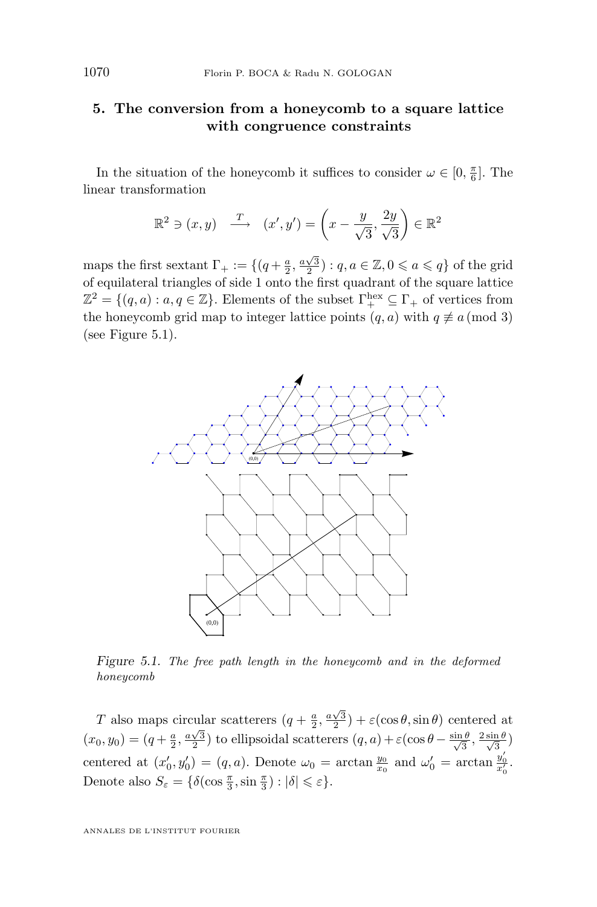## 5. The conversion from a honeycomb to a square lattice with congruence constraints

In the situation of the honeycomb it suffices to consider $\omega \in [0, \frac{\pi}{6}]$. The linear transformation

$$\mathbb{R}^2 \ni (x, y) \quad \xrightarrow{T} \quad (x', y') = \left( x - \frac{y}{\sqrt{3}}, \frac{2y}{\sqrt{3}} \right) \in \mathbb{R}^2$$

maps the first sextant $\Gamma_+ := \{(q + \frac{a}{2}, \frac{a\sqrt{3}}{2}) : q, a \in \mathbb{Z}, 0 \leqslant a \leqslant q\}$ of the grid of equilateral triangles of side 1 onto the first quadrant of the square lattice $\mathbb{Z}^2 = \{(q, a) : a, q \in \mathbb{Z}\}$. Elements of the subset $\Gamma_+^{\mathrm{hex}} \subseteq \Gamma_+$ of vertices from the honeycomb grid map to integer lattice points $(q, a)$ with $q \not\equiv a \, (\mathrm{mod}\ 3)$ (see Figure 5.1).

*Figure 5.1. The free path length in the honeycomb and in the deformed honeycomb*

$T$ also maps circular scatterers $(q + \frac{a}{2}, \frac{a\sqrt{3}}{2}) + \varepsilon(\cos\theta, \sin\theta)$ centered at $(x_0, y_0) = (q + \frac{a}{2}, \frac{a\sqrt{3}}{2})$ to ellipsoidal scatterers $(q, a) + \varepsilon(\cos\theta - \frac{\sin\theta}{\sqrt{3}}, \frac{2\sin\theta}{\sqrt{3}})$ centered at $(x'_0, y'_0) = (q, a)$. Denote $\omega_0 = \arctan \frac{y_0}{x_0}$ and $\omega'_0 = \arctan \frac{y'_0}{x'_0}$. Denote also $S_\varepsilon = \{\delta(\cos\frac{\pi}{3}, \sin\frac{\pi}{3}) : |\delta| \leqslant \varepsilon\}$.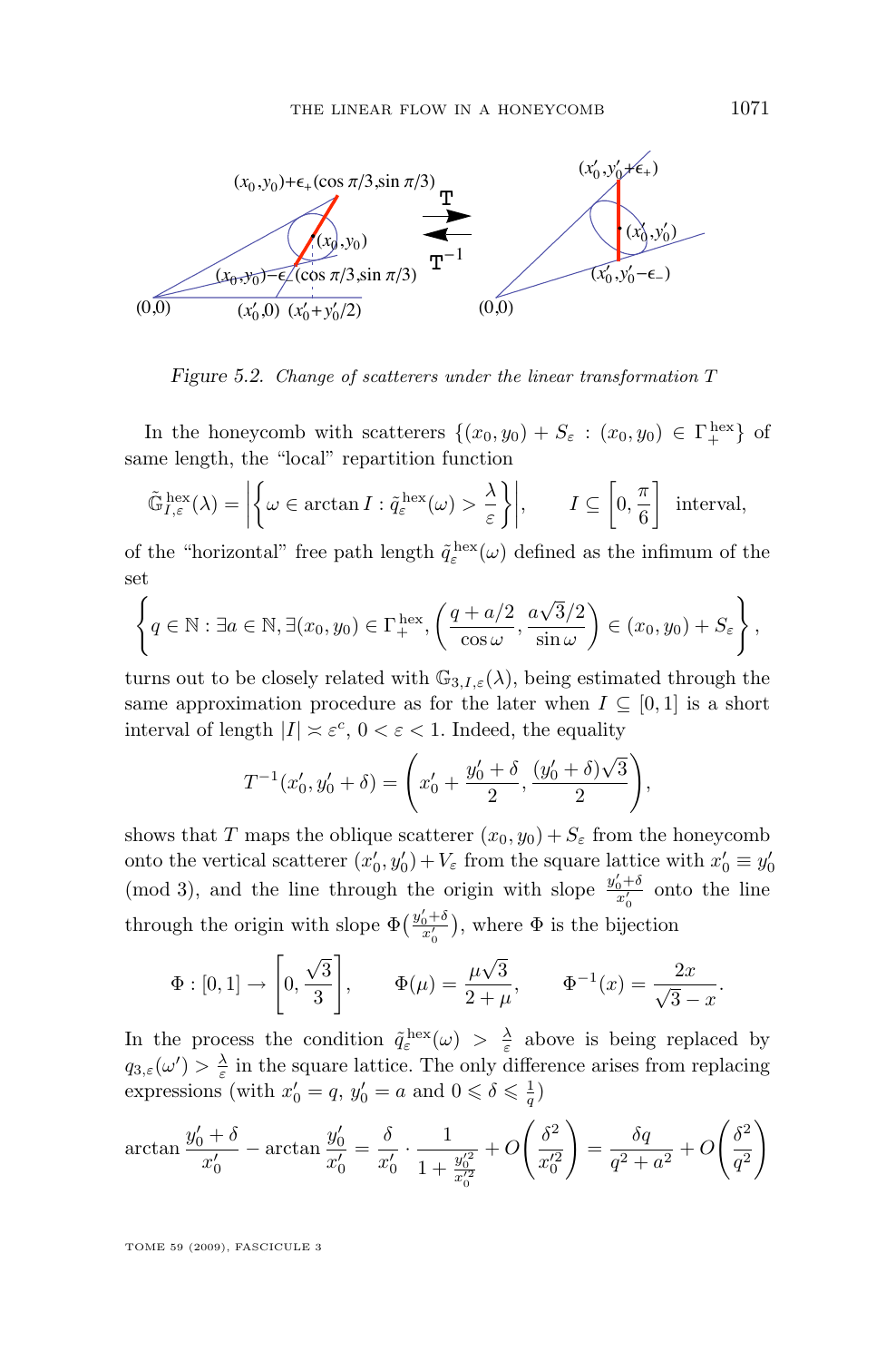*Figure 5.2. Change of scatterers under the linear transformation T*

In the honeycomb with scatterers $\{(x_0,y_0)+S_\varepsilon : (x_0,y_0)\in\Gamma_+^{\rm hex}\}$ of same length, the "local" repartition function

$$\tilde{\mathbb{G}}_{I,\varepsilon}^{\rm hex}(\lambda)=\left|\left\{\omega\in\arctan I : \tilde{q}_\varepsilon^{\rm hex}(\omega)>\frac{\lambda}{\varepsilon}\right\}\right|,\qquad I\subseteq\left[0,\frac{\pi}{6}\right]\ \text{interval},$$

of the "horizontal" free path length $\tilde{q}_\varepsilon^{\rm hex}(\omega)$ defined as the infimum of the set

$$\left\{q\in\mathbb{N} : \exists a\in\mathbb{N}, \exists(x_0,y_0)\in\Gamma_+^{\rm hex}, \left(\frac{q+a/2}{\cos\omega},\frac{a\sqrt{3}/2}{\sin\omega}\right)\in(x_0,y_0)+S_\varepsilon\right\},$$

turns out to be closely related with $\mathbb{G}_{3,I,\varepsilon}(\lambda)$, being estimated through the same approximation procedure as for the later when $I\subseteq[0,1]$ is a short interval of length $|I|\asymp\varepsilon^c$, $0<\varepsilon<1$. Indeed, the equality

$$T^{-1}(x_0',y_0'+\delta)=\left(x_0'+\frac{y_0'+\delta}{2},\frac{(y_0'+\delta)\sqrt{3}}{2}\right),$$

shows that $T$ maps the oblique scatterer $(x_0,y_0)+S_\varepsilon$ from the honeycomb onto the vertical scatterer $(x_0',y_0')+V_\varepsilon$ from the square lattice with $x_0'\equiv y_0'$ (mod 3), and the line through the origin with slope $\frac{y_0'+\delta}{x_0'}$ onto the line through the origin with slope $\Phi\big(\frac{y_0'+\delta}{x_0'}\big)$, where $\Phi$ is the bijection

$$\Phi:[0,1]\to\left[0,\frac{\sqrt{3}}{3}\right],\qquad \Phi(\mu)=\frac{\mu\sqrt{3}}{2+\mu},\qquad \Phi^{-1}(x)=\frac{2x}{\sqrt{3}-x}.$$

In the process the condition $\tilde{q}_\varepsilon^{\rm hex}(\omega)>\frac{\lambda}{\varepsilon}$ above is being replaced by $q_{3,\varepsilon}(\omega')>\frac{\lambda}{\varepsilon}$ in the square lattice. The only difference arises from replacing expressions (with $x_0'=q$, $y_0'=a$ and $0\leqslant\delta\leqslant\frac{1}{q}$)

$$\arctan\frac{y_0'+\delta}{x_0'}-\arctan\frac{y_0'}{x_0'}=\frac{\delta}{x_0'}\cdot\frac{1}{1+\frac{y_0'^2}{x_0'^2}}+O\left(\frac{\delta^2}{x_0'^2}\right)=\frac{\delta q}{q^2+a^2}+O\left(\frac{\delta^2}{q^2}\right)$$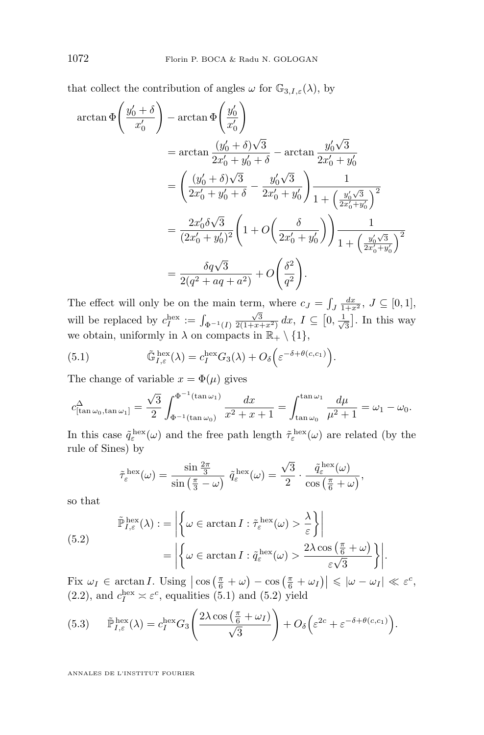that collect the contribution of angles $\omega$ for $\mathbb{G}_{3,I,\varepsilon}(\lambda)$, by

$$
\begin{aligned}
\arctan \Phi\left(\frac{y_0'+\delta}{x_0'}\right) - \arctan \Phi\left(\frac{y_0'}{x_0'}\right) \\
&= \arctan \frac{(y_0'+\delta)\sqrt{3}}{2x_0'+y_0'+\delta} - \arctan \frac{y_0'\sqrt{3}}{2x_0'+y_0'} \\
&= \left(\frac{(y_0'+\delta)\sqrt{3}}{2x_0'+y_0'+\delta} - \frac{y_0'\sqrt{3}}{2x_0'+y_0'}\right) \frac{1}{1+\left(\frac{y_0'\sqrt{3}}{2x_0'+y_0'}\right)^2} \\
&= \frac{2x_0'\delta\sqrt{3}}{(2x_0'+y_0')^2}\left(1+O\left(\frac{\delta}{2x_0'+y_0'}\right)\right) \frac{1}{1+\left(\frac{y_0'\sqrt{3}}{2x_0'+y_0'}\right)^2} \\
&= \frac{\delta q\sqrt{3}}{2(q^2+aq+a^2)} + O\left(\frac{\delta^2}{q^2}\right).
\end{aligned}
$$

The effect will only be on the main term, where $c_J = \int_J \frac{dx}{1+x^2}$, $J \subseteq [0,1]$, will be replaced by $c_I^{\mathrm{hex}} := \int_{\Phi^{-1}(I)} \frac{\sqrt{3}}{2(1+x+x^2)}\,dx$, $I \subseteq \left[0, \frac{1}{\sqrt{3}}\right]$. In this way we obtain, uniformly in $\lambda$ on compacts in $\mathbb{R}_+ \setminus \{1\}$,

$$
\tilde{\mathbb{G}}_{I,\varepsilon}^{\mathrm{hex}}(\lambda) = c_I^{\mathrm{hex}} G_3(\lambda) + O_\delta\left(\varepsilon^{-\delta+\theta(c,c_1)}\right). \tag{5.1}
$$

The change of variable $x = \Phi(\mu)$ gives

$$
c^{\Delta}_{[\tan\omega_0, \tan\omega_1]} = \frac{\sqrt{3}}{2}\int_{\Phi^{-1}(\tan\omega_0)}^{\Phi^{-1}(\tan\omega_1)} \frac{dx}{x^2+x+1} = \int_{\tan\omega_0}^{\tan\omega_1} \frac{d\mu}{\mu^2+1} = \omega_1 - \omega_0.
$$

In this case $\tilde{q}_\varepsilon^{\mathrm{hex}}(\omega)$ and the free path length $\tilde{\tau}_\varepsilon^{\mathrm{hex}}(\omega)$ are related (by the rule of Sines) by

$$
\tilde{\tau}_\varepsilon^{\mathrm{hex}}(\omega) = \frac{\sin\frac{2\pi}{3}}{\sin\left(\frac{\pi}{3}-\omega\right)}\ \tilde{q}_\varepsilon^{\mathrm{hex}}(\omega) = \frac{\sqrt{3}}{2}\cdot\frac{\tilde{q}_\varepsilon^{\mathrm{hex}}(\omega)}{\cos\left(\frac{\pi}{6}+\omega\right)},
$$

so that

$$
\begin{aligned}
\tilde{\mathbb{P}}_{I,\varepsilon}^{\mathrm{hex}}(\lambda) :&= \left|\left\{\omega \in \arctan I : \tilde{\tau}_\varepsilon^{\mathrm{hex}}(\omega) > \frac{\lambda}{\varepsilon}\right\}\right| \\
&= \left|\left\{\omega \in \arctan I : \tilde{q}_\varepsilon^{\mathrm{hex}}(\omega) > \frac{2\lambda\cos\left(\frac{\pi}{6}+\omega\right)}{\varepsilon\sqrt{3}}\right\}\right|.
\end{aligned} \tag{5.2}
$$

Fix $\omega_I \in \arctan I$. Using $\left|\cos\left(\frac{\pi}{6}+\omega\right) - \cos\left(\frac{\pi}{6}+\omega_I\right)\right| \leqslant |\omega-\omega_I| \ll \varepsilon^c$, (2.2), and $c_I^{\mathrm{hex}} \asymp \varepsilon^c$, equalities (5.1) and (5.2) yield

$$
\tilde{\mathbb{P}}_{I,\varepsilon}^{\mathrm{hex}}(\lambda) = c_I^{\mathrm{hex}} G_3\left(\frac{2\lambda\cos\left(\frac{\pi}{6}+\omega_I\right)}{\sqrt{3}}\right) + O_\delta\left(\varepsilon^{2c} + \varepsilon^{-\delta+\theta(c,c_1)}\right). \tag{5.3}
$$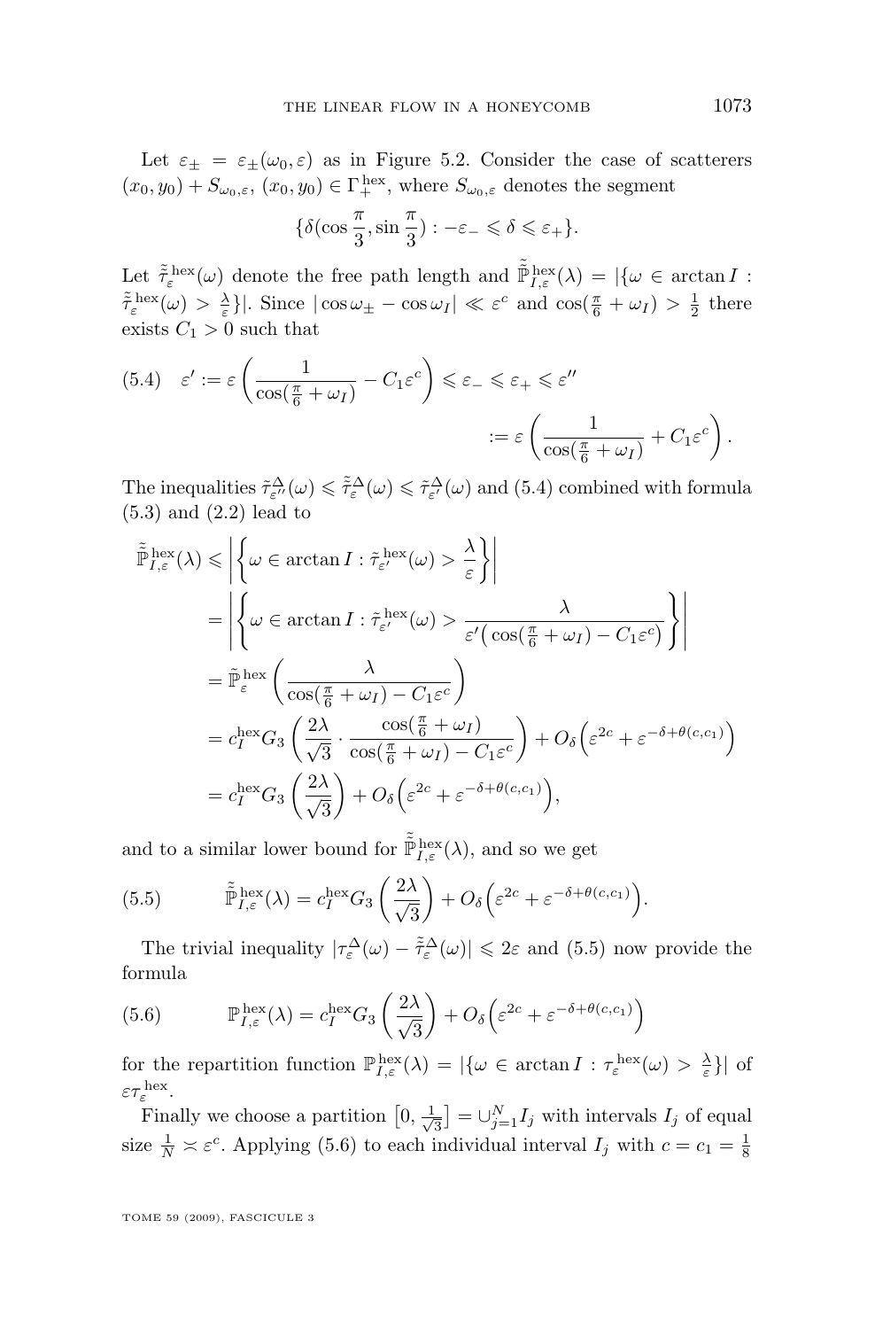Let $\varepsilon_\pm = \varepsilon_\pm(\omega_0,\varepsilon)$ as in Figure 5.2. Consider the case of scatterers $(x_0,y_0)+S_{\omega_0,\varepsilon}$, $(x_0,y_0)\in\Gamma_+^{\mathrm{hex}}$, where $S_{\omega_0,\varepsilon}$ denotes the segment

$$\{\delta(\cos\frac{\pi}{3},\sin\frac{\pi}{3}) : -\varepsilon_- \leqslant \delta \leqslant \varepsilon_+\}.$$

Let $\tilde{\tilde{\tau}}_\varepsilon^{\mathrm{hex}}(\omega)$ denote the free path length and $\tilde{\tilde{\mathbb{P}}}_{I,\varepsilon}^{\mathrm{hex}}(\lambda) = |\{\omega\in\arctan I : \tilde{\tilde{\tau}}_\varepsilon^{\mathrm{hex}}(\omega) > \frac{\lambda}{\varepsilon}\}|$. Since $|\cos\omega_\pm - \cos\omega_I| \ll \varepsilon^c$ and $\cos(\frac{\pi}{6}+\omega_I) > \frac{1}{2}$ there exists $C_1>0$ such that

$$\varepsilon' := \varepsilon\left(\frac{1}{\cos(\frac{\pi}{6}+\omega_I)} - C_1\varepsilon^c\right) \leqslant \varepsilon_- \leqslant \varepsilon_+ \leqslant \varepsilon'' := \varepsilon\left(\frac{1}{\cos(\frac{\pi}{6}+\omega_I)} + C_1\varepsilon^c\right). \tag{5.4}$$

The inequalities $\tilde{\tau}_{\varepsilon''}^{\Delta}(\omega) \leqslant \tilde{\tilde{\tau}}_\varepsilon^{\Delta}(\omega) \leqslant \tilde{\tau}_{\varepsilon'}^{\Delta}(\omega)$ and (5.4) combined with formula (5.3) and (2.2) lead to

$$\begin{aligned}
\tilde{\tilde{\mathbb{P}}}_{I,\varepsilon}^{\mathrm{hex}}(\lambda) &\leqslant \left|\left\{\omega\in\arctan I : \tilde{\tau}_{\varepsilon'}^{\mathrm{hex}}(\omega) > \frac{\lambda}{\varepsilon}\right\}\right| \\
&= \left|\left\{\omega\in\arctan I : \tilde{\tau}_{\varepsilon'}^{\mathrm{hex}}(\omega) > \frac{\lambda}{\varepsilon'\big(\cos(\frac{\pi}{6}+\omega_I) - C_1\varepsilon^c\big)}\right\}\right| \\
&= \tilde{\mathbb{P}}_\varepsilon^{\mathrm{hex}}\left(\frac{\lambda}{\cos(\frac{\pi}{6}+\omega_I)-C_1\varepsilon^c}\right) \\
&= c_I^{\mathrm{hex}} G_3\left(\frac{2\lambda}{\sqrt{3}}\cdot\frac{\cos(\frac{\pi}{6}+\omega_I)}{\cos(\frac{\pi}{6}+\omega_I)-C_1\varepsilon^c}\right) + O_\delta\Big(\varepsilon^{2c}+\varepsilon^{-\delta+\theta(c,c_1)}\Big) \\
&= c_I^{\mathrm{hex}} G_3\left(\frac{2\lambda}{\sqrt{3}}\right) + O_\delta\Big(\varepsilon^{2c}+\varepsilon^{-\delta+\theta(c,c_1)}\Big),
\end{aligned}$$

and to a similar lower bound for $\tilde{\tilde{\mathbb{P}}}_{I,\varepsilon}^{\mathrm{hex}}(\lambda)$, and so we get

$$\tilde{\tilde{\mathbb{P}}}_{I,\varepsilon}^{\mathrm{hex}}(\lambda) = c_I^{\mathrm{hex}} G_3\left(\frac{2\lambda}{\sqrt{3}}\right) + O_\delta\Big(\varepsilon^{2c}+\varepsilon^{-\delta+\theta(c,c_1)}\Big). \tag{5.5}$$

The trivial inequality $|\tau_\varepsilon^{\Delta}(\omega) - \tilde{\tilde{\tau}}_\varepsilon^{\Delta}(\omega)| \leqslant 2\varepsilon$ and (5.5) now provide the formula

$$\mathbb{P}_{I,\varepsilon}^{\mathrm{hex}}(\lambda) = c_I^{\mathrm{hex}} G_3\left(\frac{2\lambda}{\sqrt{3}}\right) + O_\delta\Big(\varepsilon^{2c}+\varepsilon^{-\delta+\theta(c,c_1)}\Big) \tag{5.6}$$

for the repartition function $\mathbb{P}_{I,\varepsilon}^{\mathrm{hex}}(\lambda) = |\{\omega\in\arctan I : \tau_\varepsilon^{\mathrm{hex}}(\omega) > \frac{\lambda}{\varepsilon}\}|$ of $\varepsilon\tau_\varepsilon^{\mathrm{hex}}$.

Finally we choose a partition $\big[0,\frac{1}{\sqrt{3}}\big] = \cup_{j=1}^N I_j$ with intervals $I_j$ of equal size $\frac{1}{N}\asymp\varepsilon^c$. Applying (5.6) to each individual interval $I_j$ with $c=c_1=\frac{1}{8}$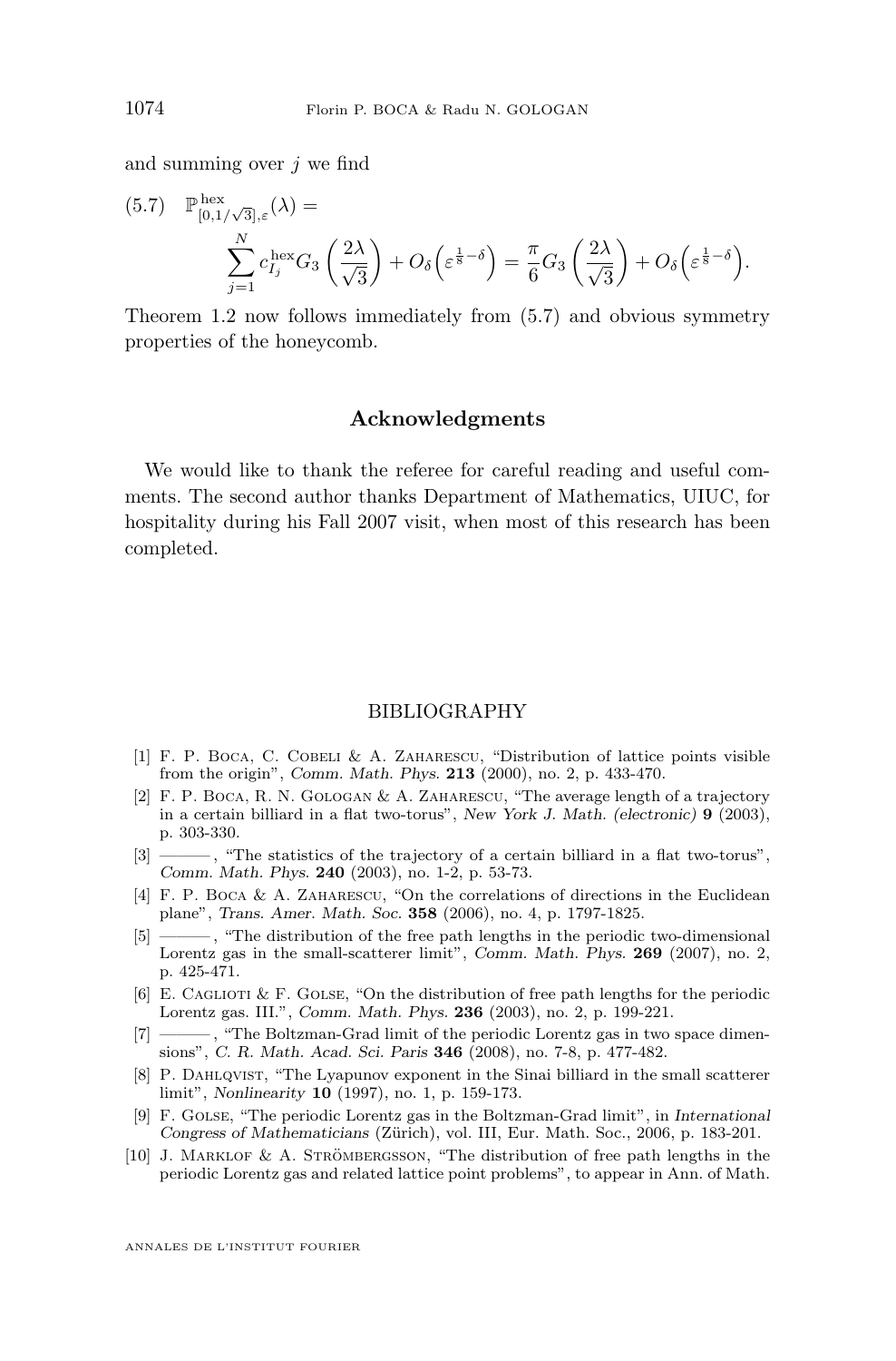and summing over $j$ we find

$$(5.7)\quad \mathbb{P}^{\text{hex}}_{[0,1/\sqrt{3}],\varepsilon}(\lambda) = \sum_{j=1}^{N} c^{\text{hex}}_{I_j} G_3\left(\frac{2\lambda}{\sqrt{3}}\right) + O_\delta\Big(\varepsilon^{\frac{1}{8}-\delta}\Big) = \frac{\pi}{6} G_3\left(\frac{2\lambda}{\sqrt{3}}\right) + O_\delta\Big(\varepsilon^{\frac{1}{8}-\delta}\Big).$$

Theorem 1.2 now follows immediately from (5.7) and obvious symmetry properties of the honeycomb.

## Acknowledgments

We would like to thank the referee for careful reading and useful comments. The second author thanks Department of Mathematics, UIUC, for hospitality during his Fall 2007 visit, when most of this research has been completed.

## BIBLIOGRAPHY

[1] F. P. Boca, C. Cobeli & A. Zaharescu, "Distribution of lattice points visible from the origin", *Comm. Math. Phys.* **213** (2000), no. 2, p. 433-470.

[2] F. P. Boca, R. N. Gologan & A. Zaharescu, "The average length of a trajectory in a certain billiard in a flat two-torus", *New York J. Math. (electronic)* **9** (2003), p. 303-330.

[3] ———, "The statistics of the trajectory of a certain billiard in a flat two-torus", *Comm. Math. Phys.* **240** (2003), no. 1-2, p. 53-73.

[4] F. P. Boca & A. Zaharescu, "On the correlations of directions in the Euclidean plane", *Trans. Amer. Math. Soc.* **358** (2006), no. 4, p. 1797-1825.

[5] ———, "The distribution of the free path lengths in the periodic two-dimensional Lorentz gas in the small-scatterer limit", *Comm. Math. Phys.* **269** (2007), no. 2, p. 425-471.

[6] E. Caglioti & F. Golse, "On the distribution of free path lengths for the periodic Lorentz gas. III.", *Comm. Math. Phys.* **236** (2003), no. 2, p. 199-221.

[7] ———, "The Boltzman-Grad limit of the periodic Lorentz gas in two space dimensions", *C. R. Math. Acad. Sci. Paris* **346** (2008), no. 7-8, p. 477-482.

[8] P. Dahlqvist, "The Lyapunov exponent in the Sinai billiard in the small scatterer limit", *Nonlinearity* **10** (1997), no. 1, p. 159-173.

[9] F. Golse, "The periodic Lorentz gas in the Boltzman-Grad limit", in *International Congress of Mathematicians* (Zürich), vol. III, Eur. Math. Soc., 2006, p. 183-201.

[10] J. Marklof & A. Strömbergsson, "The distribution of free path lengths in the periodic Lorentz gas and related lattice point problems", to appear in Ann. of Math.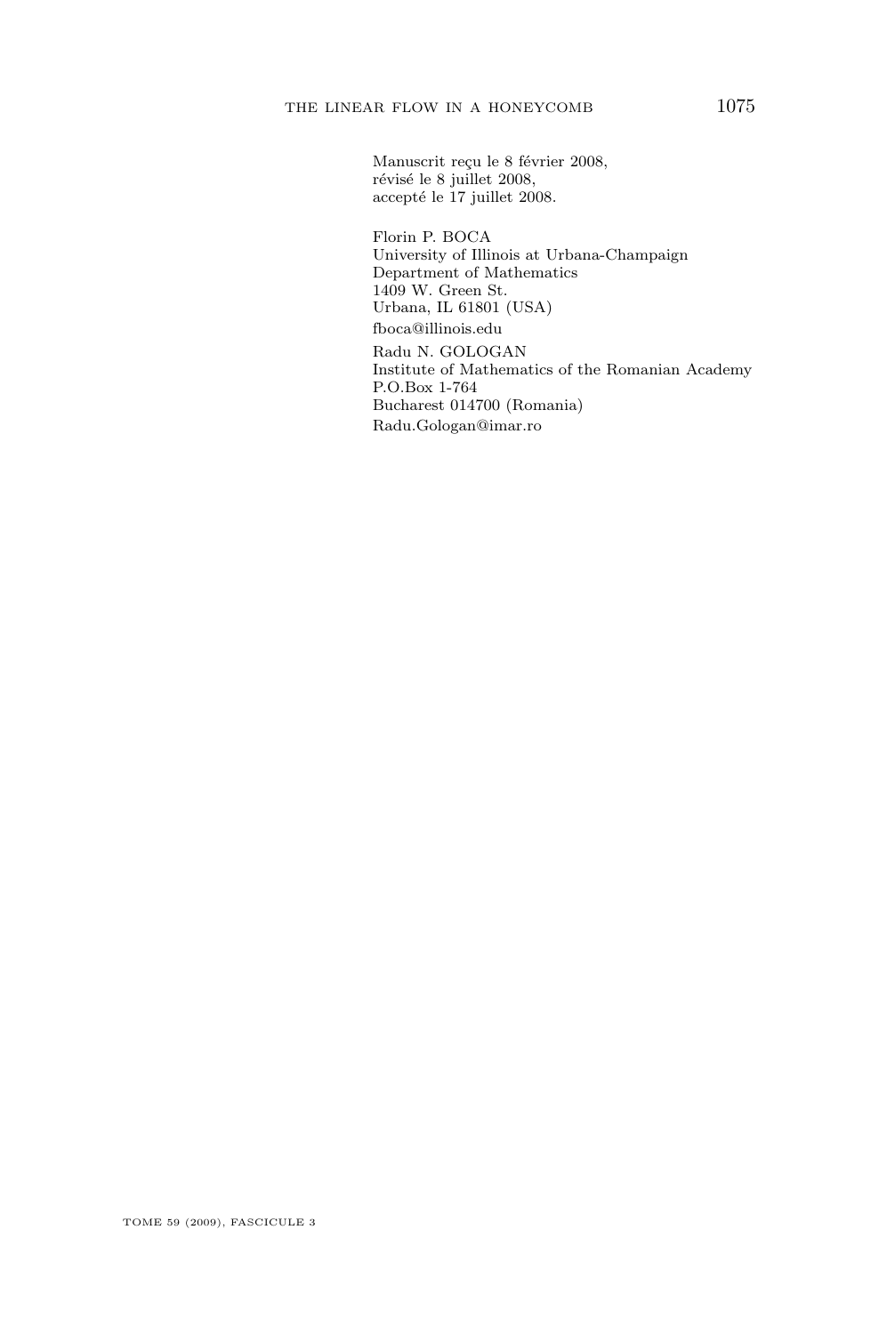Manuscrit reçu le 8 février 2008,
révisé le 8 juillet 2008,
accepté le 17 juillet 2008.

Florin P. BOCA
University of Illinois at Urbana-Champaign
Department of Mathematics
1409 W. Green St.
Urbana, IL 61801 (USA)
fboca@illinois.edu

Radu N. GOLOGAN
Institute of Mathematics of the Romanian Academy
P.O.Box 1-764
Bucharest 014700 (Romania)
Radu.Gologan@imar.ro